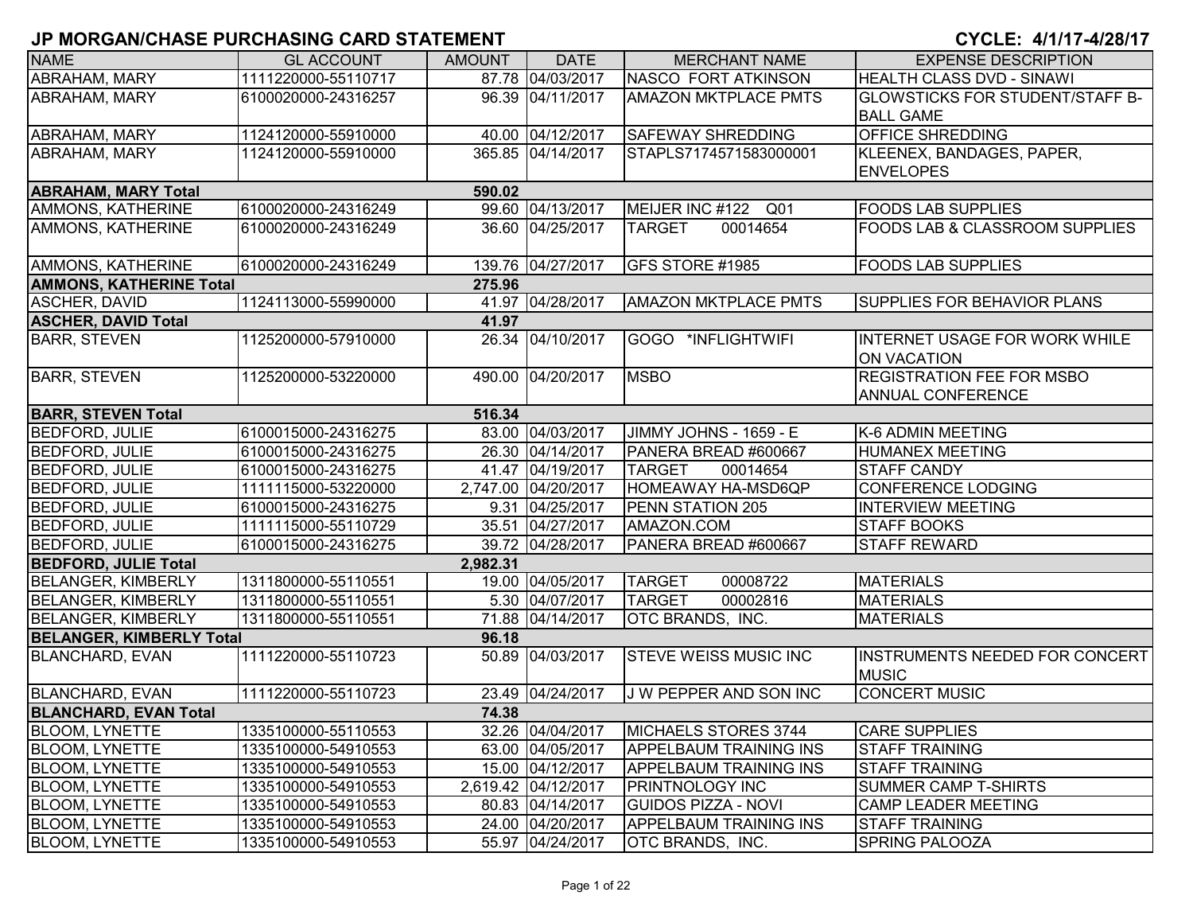# JP MORGAN/CHASE PURCHASING CARD STATEMENT

**CYCLE: 4/1/17-4/28/17**

| NAME | GL ACCOUNT | AMOUNT | DATE | MERCHANT NAME | EXPENSE DESCRIPTION |
|---|---|---|---|---|---|
| ABRAHAM, MARY | 1111220000-55110717 | 87.78 | 04/03/2017 | NASCO FORT ATKINSON | HEALTH CLASS DVD - SINAWI |
| ABRAHAM, MARY | 6100020000-24316257 | 96.39 | 04/11/2017 | AMAZON MKTPLACE PMTS | GLOWSTICKS FOR STUDENT/STAFF B-BALL GAME |
| ABRAHAM, MARY | 1124120000-55910000 | 40.00 | 04/12/2017 | SAFEWAY SHREDDING | OFFICE SHREDDING |
| ABRAHAM, MARY | 1124120000-55910000 | 365.85 | 04/14/2017 | STAPLS7174571583000001 | KLEENEX, BANDAGES, PAPER, ENVELOPES |
| **ABRAHAM, MARY Total** | | **590.02** | | | |
| AMMONS, KATHERINE | 6100020000-24316249 | 99.60 | 04/13/2017 | MEIJER INC #122 Q01 | FOODS LAB SUPPLIES |
| AMMONS, KATHERINE | 6100020000-24316249 | 36.60 | 04/25/2017 | TARGET 00014654 | FOODS LAB & CLASSROOM SUPPLIES |
| AMMONS, KATHERINE | 6100020000-24316249 | 139.76 | 04/27/2017 | GFS STORE #1985 | FOODS LAB SUPPLIES |
| **AMMONS, KATHERINE Total** | | **275.96** | | | |
| ASCHER, DAVID | 1124113000-55990000 | 41.97 | 04/28/2017 | AMAZON MKTPLACE PMTS | SUPPLIES FOR BEHAVIOR PLANS |
| **ASCHER, DAVID Total** | | **41.97** | | | |
| BARR, STEVEN | 1125200000-57910000 | 26.34 | 04/10/2017 | GOGO *INFLIGHTWIFI | INTERNET USAGE FOR WORK WHILE ON VACATION |
| BARR, STEVEN | 1125200000-53220000 | 490.00 | 04/20/2017 | MSBO | REGISTRATION FEE FOR MSBO ANNUAL CONFERENCE |
| **BARR, STEVEN Total** | | **516.34** | | | |
| BEDFORD, JULIE | 6100015000-24316275 | 83.00 | 04/03/2017 | JIMMY JOHNS - 1659 - E | K-6 ADMIN MEETING |
| BEDFORD, JULIE | 6100015000-24316275 | 26.30 | 04/14/2017 | PANERA BREAD #600667 | HUMANEX MEETING |
| BEDFORD, JULIE | 6100015000-24316275 | 41.47 | 04/19/2017 | TARGET 00014654 | STAFF CANDY |
| BEDFORD, JULIE | 1111115000-53220000 | 2,747.00 | 04/20/2017 | HOMEAWAY HA-MSD6QP | CONFERENCE LODGING |
| BEDFORD, JULIE | 6100015000-24316275 | 9.31 | 04/25/2017 | PENN STATION 205 | INTERVIEW MEETING |
| BEDFORD, JULIE | 1111115000-55110729 | 35.51 | 04/27/2017 | AMAZON.COM | STAFF BOOKS |
| BEDFORD, JULIE | 6100015000-24316275 | 39.72 | 04/28/2017 | PANERA BREAD #600667 | STAFF REWARD |
| **BEDFORD, JULIE Total** | | **2,982.31** | | | |
| BELANGER, KIMBERLY | 1311800000-55110551 | 19.00 | 04/05/2017 | TARGET 00008722 | MATERIALS |
| BELANGER, KIMBERLY | 1311800000-55110551 | 5.30 | 04/07/2017 | TARGET 00002816 | MATERIALS |
| BELANGER, KIMBERLY | 1311800000-55110551 | 71.88 | 04/14/2017 | OTC BRANDS, INC. | MATERIALS |
| **BELANGER, KIMBERLY Total** | | **96.18** | | | |
| BLANCHARD, EVAN | 1111220000-55110723 | 50.89 | 04/03/2017 | STEVE WEISS MUSIC INC | INSTRUMENTS NEEDED FOR CONCERT MUSIC |
| BLANCHARD, EVAN | 1111220000-55110723 | 23.49 | 04/24/2017 | J W PEPPER AND SON INC | CONCERT MUSIC |
| **BLANCHARD, EVAN Total** | | **74.38** | | | |
| BLOOM, LYNETTE | 1335100000-55110553 | 32.26 | 04/04/2017 | MICHAELS STORES 3744 | CARE SUPPLIES |
| BLOOM, LYNETTE | 1335100000-54910553 | 63.00 | 04/05/2017 | APPELBAUM TRAINING INS | STAFF TRAINING |
| BLOOM, LYNETTE | 1335100000-54910553 | 15.00 | 04/12/2017 | APPELBAUM TRAINING INS | STAFF TRAINING |
| BLOOM, LYNETTE | 1335100000-54910553 | 2,619.42 | 04/12/2017 | PRINTNOLOGY INC | SUMMER CAMP T-SHIRTS |
| BLOOM, LYNETTE | 1335100000-54910553 | 80.83 | 04/14/2017 | GUIDOS PIZZA - NOVI | CAMP LEADER MEETING |
| BLOOM, LYNETTE | 1335100000-54910553 | 24.00 | 04/20/2017 | APPELBAUM TRAINING INS | STAFF TRAINING |
| BLOOM, LYNETTE | 1335100000-54910553 | 55.97 | 04/24/2017 | OTC BRANDS, INC. | SPRING PALOOZA |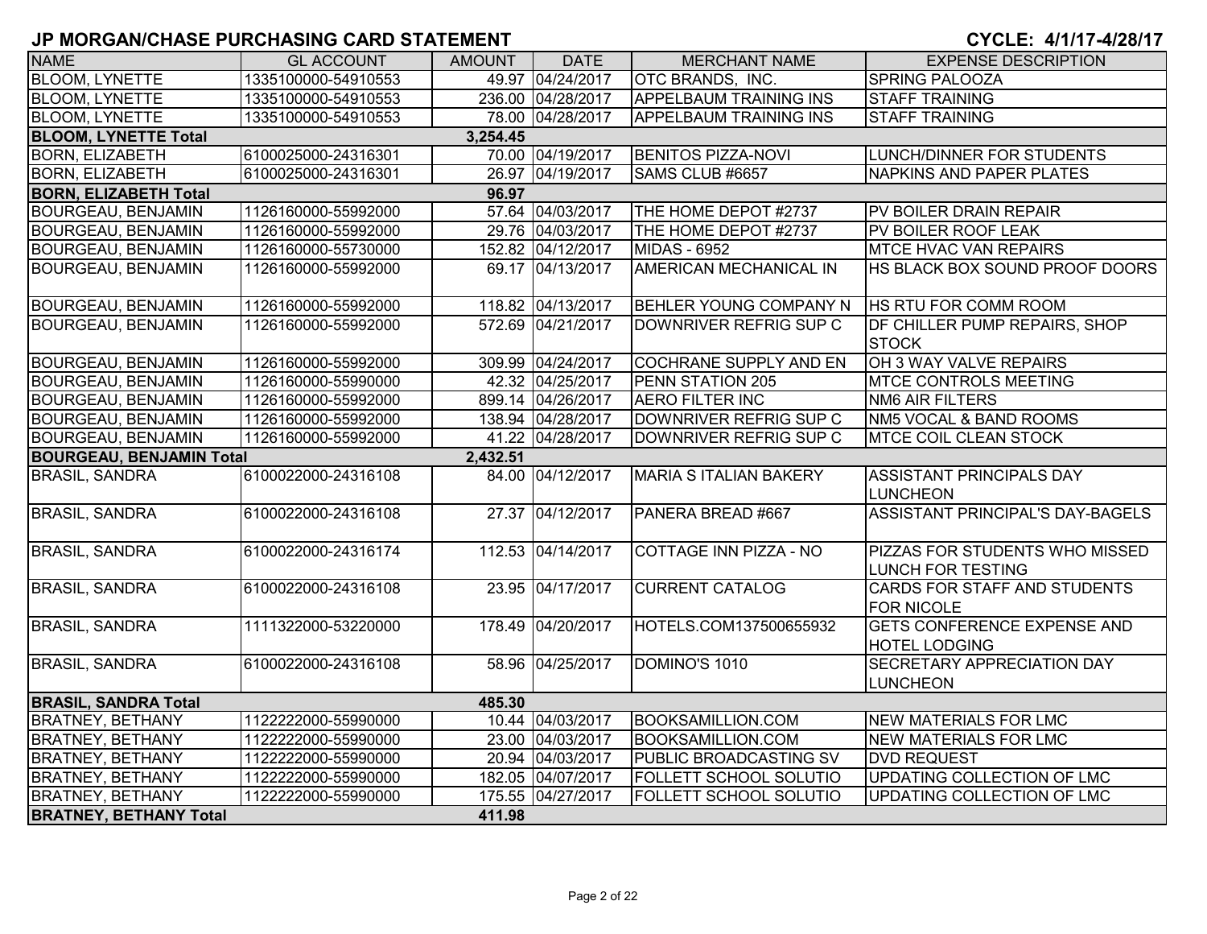## JP MORGAN/CHASE PURCHASING CARD STATEMENT

**CYCLE: 4/1/17-4/28/17**

| NAME | GL ACCOUNT | AMOUNT | DATE | MERCHANT NAME | EXPENSE DESCRIPTION |
|---|---|---|---|---|---|
| BLOOM, LYNETTE | 1335100000-54910553 | 49.97 | 04/24/2017 | OTC BRANDS, INC. | SPRING PALOOZA |
| BLOOM, LYNETTE | 1335100000-54910553 | 236.00 | 04/28/2017 | APPELBAUM TRAINING INS | STAFF TRAINING |
| BLOOM, LYNETTE | 1335100000-54910553 | 78.00 | 04/28/2017 | APPELBAUM TRAINING INS | STAFF TRAINING |
| **BLOOM, LYNETTE Total** | | **3,254.45** | | | |
| BORN, ELIZABETH | 6100025000-24316301 | 70.00 | 04/19/2017 | BENITOS PIZZA-NOVI | LUNCH/DINNER FOR STUDENTS |
| BORN, ELIZABETH | 6100025000-24316301 | 26.97 | 04/19/2017 | SAMS CLUB #6657 | NAPKINS AND PAPER PLATES |
| **BORN, ELIZABETH Total** | | **96.97** | | | |
| BOURGEAU, BENJAMIN | 1126160000-55992000 | 57.64 | 04/03/2017 | THE HOME DEPOT #2737 | PV BOILER DRAIN REPAIR |
| BOURGEAU, BENJAMIN | 1126160000-55992000 | 29.76 | 04/03/2017 | THE HOME DEPOT #2737 | PV BOILER ROOF LEAK |
| BOURGEAU, BENJAMIN | 1126160000-55730000 | 152.82 | 04/12/2017 | MIDAS - 6952 | MTCE HVAC VAN REPAIRS |
| BOURGEAU, BENJAMIN | 1126160000-55992000 | 69.17 | 04/13/2017 | AMERICAN MECHANICAL IN | HS BLACK BOX SOUND PROOF DOORS |
| BOURGEAU, BENJAMIN | 1126160000-55992000 | 118.82 | 04/13/2017 | BEHLER YOUNG COMPANY N | HS RTU FOR COMM ROOM |
| BOURGEAU, BENJAMIN | 1126160000-55992000 | 572.69 | 04/21/2017 | DOWNRIVER REFRIG SUP C | DF CHILLER PUMP REPAIRS, SHOP STOCK |
| BOURGEAU, BENJAMIN | 1126160000-55992000 | 309.99 | 04/24/2017 | COCHRANE SUPPLY AND EN | OH 3 WAY VALVE REPAIRS |
| BOURGEAU, BENJAMIN | 1126160000-55990000 | 42.32 | 04/25/2017 | PENN STATION 205 | MTCE CONTROLS MEETING |
| BOURGEAU, BENJAMIN | 1126160000-55992000 | 899.14 | 04/26/2017 | AERO FILTER INC | NM6 AIR FILTERS |
| BOURGEAU, BENJAMIN | 1126160000-55992000 | 138.94 | 04/28/2017 | DOWNRIVER REFRIG SUP C | NM5 VOCAL & BAND ROOMS |
| BOURGEAU, BENJAMIN | 1126160000-55992000 | 41.22 | 04/28/2017 | DOWNRIVER REFRIG SUP C | MTCE COIL CLEAN STOCK |
| **BOURGEAU, BENJAMIN Total** | | **2,432.51** | | | |
| BRASIL, SANDRA | 6100022000-24316108 | 84.00 | 04/12/2017 | MARIA S ITALIAN BAKERY | ASSISTANT PRINCIPALS DAY LUNCHEON |
| BRASIL, SANDRA | 6100022000-24316108 | 27.37 | 04/12/2017 | PANERA BREAD #667 | ASSISTANT PRINCIPAL'S DAY-BAGELS |
| BRASIL, SANDRA | 6100022000-24316174 | 112.53 | 04/14/2017 | COTTAGE INN PIZZA - NO | PIZZAS FOR STUDENTS WHO MISSED LUNCH FOR TESTING |
| BRASIL, SANDRA | 6100022000-24316108 | 23.95 | 04/17/2017 | CURRENT CATALOG | CARDS FOR STAFF AND STUDENTS FOR NICOLE |
| BRASIL, SANDRA | 1111322000-53220000 | 178.49 | 04/20/2017 | HOTELS.COM137500655932 | GETS CONFERENCE EXPENSE AND HOTEL LODGING |
| BRASIL, SANDRA | 6100022000-24316108 | 58.96 | 04/25/2017 | DOMINO'S 1010 | SECRETARY APPRECIATION DAY LUNCHEON |
| **BRASIL, SANDRA Total** | | **485.30** | | | |
| BRATNEY, BETHANY | 1122222000-55990000 | 10.44 | 04/03/2017 | BOOKSAMILLION.COM | NEW MATERIALS FOR LMC |
| BRATNEY, BETHANY | 1122222000-55990000 | 23.00 | 04/03/2017 | BOOKSAMILLION.COM | NEW MATERIALS FOR LMC |
| BRATNEY, BETHANY | 1122222000-55990000 | 20.94 | 04/03/2017 | PUBLIC BROADCASTING SV | DVD REQUEST |
| BRATNEY, BETHANY | 1122222000-55990000 | 182.05 | 04/07/2017 | FOLLETT SCHOOL SOLUTIO | UPDATING COLLECTION OF LMC |
| BRATNEY, BETHANY | 1122222000-55990000 | 175.55 | 04/27/2017 | FOLLETT SCHOOL SOLUTIO | UPDATING COLLECTION OF LMC |
| **BRATNEY, BETHANY Total** | | **411.98** | | | |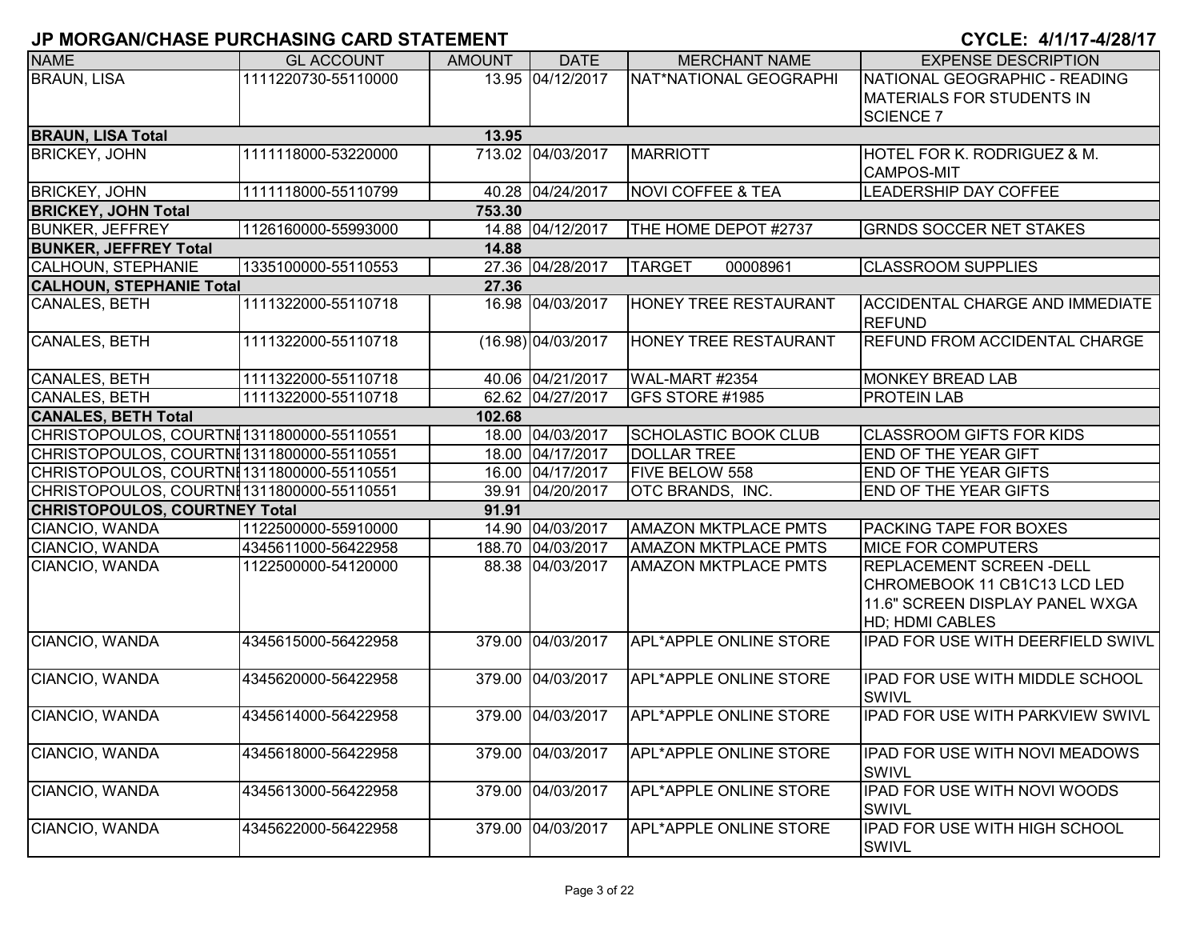## JP MORGAN/CHASE PURCHASING CARD STATEMENT

**CYCLE: 4/1/17-4/28/17**

| NAME | GL ACCOUNT | AMOUNT | DATE | MERCHANT NAME | EXPENSE DESCRIPTION |
|---|---|---|---|---|---|
| BRAUN, LISA | 1111220730-55110000 | 13.95 | 04/12/2017 | NAT*NATIONAL GEOGRAPHI | NATIONAL GEOGRAPHIC - READING MATERIALS FOR STUDENTS IN SCIENCE 7 |
| **BRAUN, LISA Total** | | **13.95** | | | |
| BRICKEY, JOHN | 1111118000-53220000 | 713.02 | 04/03/2017 | MARRIOTT | HOTEL FOR K. RODRIGUEZ & M. CAMPOS-MIT |
| BRICKEY, JOHN | 1111118000-55110799 | 40.28 | 04/24/2017 | NOVI COFFEE & TEA | LEADERSHIP DAY COFFEE |
| **BRICKEY, JOHN Total** | | **753.30** | | | |
| BUNKER, JEFFREY | 1126160000-55993000 | 14.88 | 04/12/2017 | THE HOME DEPOT #2737 | GRNDS SOCCER NET STAKES |
| **BUNKER, JEFFREY Total** | | **14.88** | | | |
| CALHOUN, STEPHANIE | 1335100000-55110553 | 27.36 | 04/28/2017 | TARGET 00008961 | CLASSROOM SUPPLIES |
| **CALHOUN, STEPHANIE Total** | | **27.36** | | | |
| CANALES, BETH | 1111322000-55110718 | 16.98 | 04/03/2017 | HONEY TREE RESTAURANT | ACCIDENTAL CHARGE AND IMMEDIATE REFUND |
| CANALES, BETH | 1111322000-55110718 | (16.98) | 04/03/2017 | HONEY TREE RESTAURANT | REFUND FROM ACCIDENTAL CHARGE |
| CANALES, BETH | 1111322000-55110718 | 40.06 | 04/21/2017 | WAL-MART #2354 | MONKEY BREAD LAB |
| CANALES, BETH | 1111322000-55110718 | 62.62 | 04/27/2017 | GFS STORE #1985 | PROTEIN LAB |
| **CANALES, BETH Total** | | **102.68** | | | |
| CHRISTOPOULOS, COURTNEY | 1311800000-55110551 | 18.00 | 04/03/2017 | SCHOLASTIC BOOK CLUB | CLASSROOM GIFTS FOR KIDS |
| CHRISTOPOULOS, COURTNEY | 1311800000-55110551 | 18.00 | 04/17/2017 | DOLLAR TREE | END OF THE YEAR GIFT |
| CHRISTOPOULOS, COURTNEY | 1311800000-55110551 | 16.00 | 04/17/2017 | FIVE BELOW 558 | END OF THE YEAR GIFTS |
| CHRISTOPOULOS, COURTNEY | 1311800000-55110551 | 39.91 | 04/20/2017 | OTC BRANDS, INC. | END OF THE YEAR GIFTS |
| **CHRISTOPOULOS, COURTNEY Total** | | **91.91** | | | |
| CIANCIO, WANDA | 1122500000-55910000 | 14.90 | 04/03/2017 | AMAZON MKTPLACE PMTS | PACKING TAPE FOR BOXES |
| CIANCIO, WANDA | 4345611000-56422958 | 188.70 | 04/03/2017 | AMAZON MKTPLACE PMTS | MICE FOR COMPUTERS |
| CIANCIO, WANDA | 1122500000-54120000 | 88.38 | 04/03/2017 | AMAZON MKTPLACE PMTS | REPLACEMENT SCREEN -DELL CHROMEBOOK 11 CB1C13 LCD LED 11.6" SCREEN DISPLAY PANEL WXGA HD; HDMI CABLES |
| CIANCIO, WANDA | 4345615000-56422958 | 379.00 | 04/03/2017 | APL*APPLE ONLINE STORE | IPAD FOR USE WITH DEERFIELD SWIVL |
| CIANCIO, WANDA | 4345620000-56422958 | 379.00 | 04/03/2017 | APL*APPLE ONLINE STORE | IPAD FOR USE WITH MIDDLE SCHOOL SWIVL |
| CIANCIO, WANDA | 4345614000-56422958 | 379.00 | 04/03/2017 | APL*APPLE ONLINE STORE | IPAD FOR USE WITH PARKVIEW SWIVL |
| CIANCIO, WANDA | 4345618000-56422958 | 379.00 | 04/03/2017 | APL*APPLE ONLINE STORE | IPAD FOR USE WITH NOVI MEADOWS SWIVL |
| CIANCIO, WANDA | 4345613000-56422958 | 379.00 | 04/03/2017 | APL*APPLE ONLINE STORE | IPAD FOR USE WITH NOVI WOODS SWIVL |
| CIANCIO, WANDA | 4345622000-56422958 | 379.00 | 04/03/2017 | APL*APPLE ONLINE STORE | IPAD FOR USE WITH HIGH SCHOOL SWIVL |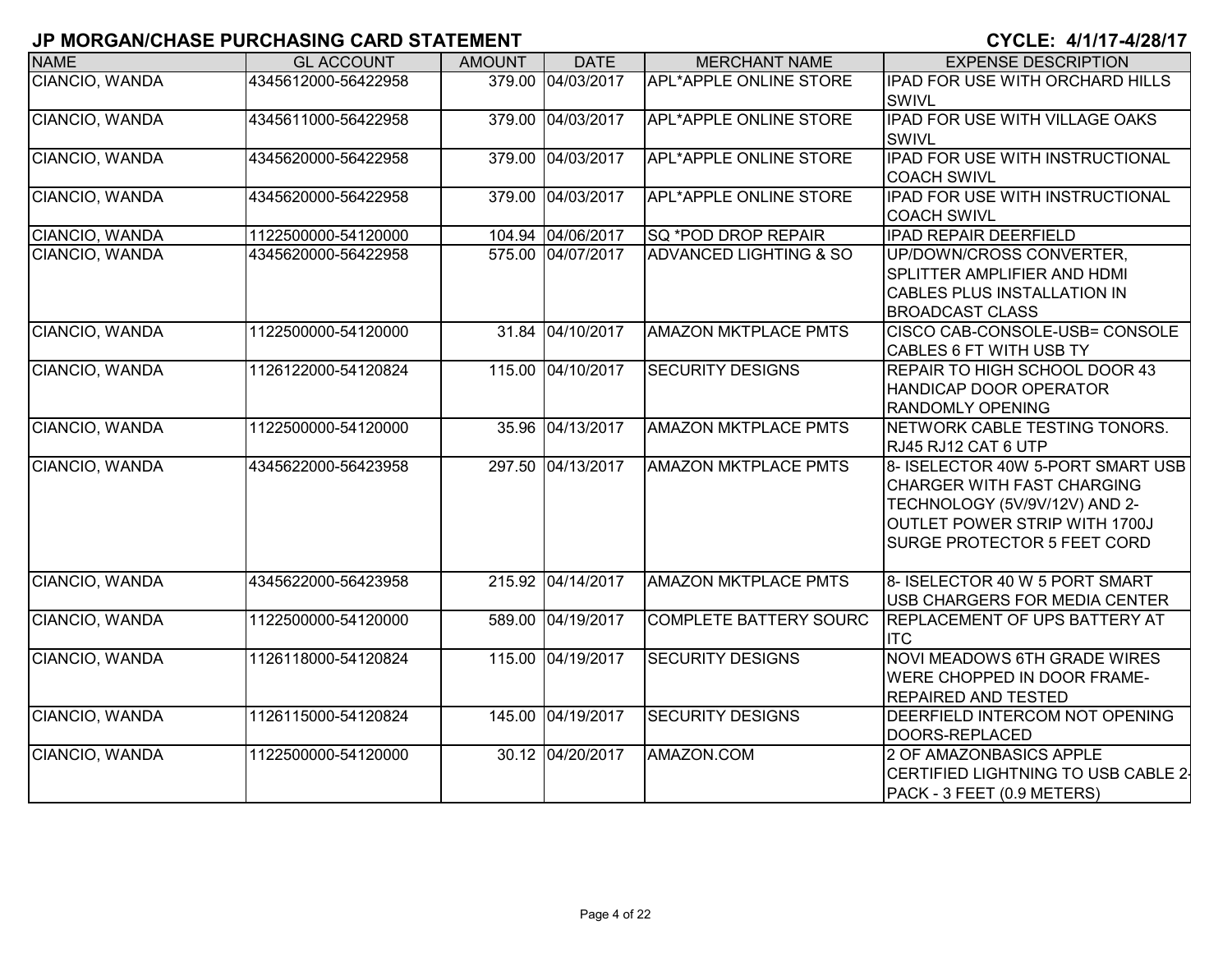## JP MORGAN/CHASE PURCHASING CARD STATEMENT

**CYCLE: 4/1/17-4/28/17**

| NAME | GL ACCOUNT | AMOUNT | DATE | MERCHANT NAME | EXPENSE DESCRIPTION |
|---|---|---|---|---|---|
| CIANCIO, WANDA | 4345612000-56422958 | 379.00 | 04/03/2017 | APL*APPLE ONLINE STORE | IPAD FOR USE WITH ORCHARD HILLS SWIVL |
| CIANCIO, WANDA | 4345611000-56422958 | 379.00 | 04/03/2017 | APL*APPLE ONLINE STORE | IPAD FOR USE WITH VILLAGE OAKS SWIVL |
| CIANCIO, WANDA | 4345620000-56422958 | 379.00 | 04/03/2017 | APL*APPLE ONLINE STORE | IPAD FOR USE WITH INSTRUCTIONAL COACH SWIVL |
| CIANCIO, WANDA | 4345620000-56422958 | 379.00 | 04/03/2017 | APL*APPLE ONLINE STORE | IPAD FOR USE WITH INSTRUCTIONAL COACH SWIVL |
| CIANCIO, WANDA | 1122500000-54120000 | 104.94 | 04/06/2017 | SQ *POD DROP REPAIR | IPAD REPAIR DEERFIELD |
| CIANCIO, WANDA | 4345620000-56422958 | 575.00 | 04/07/2017 | ADVANCED LIGHTING & SO | UP/DOWN/CROSS CONVERTER, SPLITTER AMPLIFIER AND HDMI CABLES PLUS INSTALLATION IN BROADCAST CLASS |
| CIANCIO, WANDA | 1122500000-54120000 | 31.84 | 04/10/2017 | AMAZON MKTPLACE PMTS | CISCO CAB-CONSOLE-USB= CONSOLE CABLES 6 FT WITH USB TY |
| CIANCIO, WANDA | 1126122000-54120824 | 115.00 | 04/10/2017 | SECURITY DESIGNS | REPAIR TO HIGH SCHOOL DOOR 43 HANDICAP DOOR OPERATOR RANDOMLY OPENING |
| CIANCIO, WANDA | 1122500000-54120000 | 35.96 | 04/13/2017 | AMAZON MKTPLACE PMTS | NETWORK CABLE TESTING TONORS. RJ45 RJ12 CAT 6 UTP |
| CIANCIO, WANDA | 4345622000-56423958 | 297.50 | 04/13/2017 | AMAZON MKTPLACE PMTS | 8- ISELECTOR 40W 5-PORT SMART USB CHARGER WITH FAST CHARGING TECHNOLOGY (5V/9V/12V) AND 2-OUTLET POWER STRIP WITH 1700J SURGE PROTECTOR 5 FEET CORD |
| CIANCIO, WANDA | 4345622000-56423958 | 215.92 | 04/14/2017 | AMAZON MKTPLACE PMTS | 8- ISELECTOR 40 W 5 PORT SMART USB CHARGERS FOR MEDIA CENTER |
| CIANCIO, WANDA | 1122500000-54120000 | 589.00 | 04/19/2017 | COMPLETE BATTERY SOURC | REPLACEMENT OF UPS BATTERY AT ITC |
| CIANCIO, WANDA | 1126118000-54120824 | 115.00 | 04/19/2017 | SECURITY DESIGNS | NOVI MEADOWS 6TH GRADE WIRES WERE CHOPPED IN DOOR FRAME- REPAIRED AND TESTED |
| CIANCIO, WANDA | 1126115000-54120824 | 145.00 | 04/19/2017 | SECURITY DESIGNS | DEERFIELD INTERCOM NOT OPENING DOORS-REPLACED |
| CIANCIO, WANDA | 1122500000-54120000 | 30.12 | 04/20/2017 | AMAZON.COM | 2 OF AMAZONBASICS APPLE CERTIFIED LIGHTNING TO USB CABLE 2-PACK - 3 FEET (0.9 METERS) |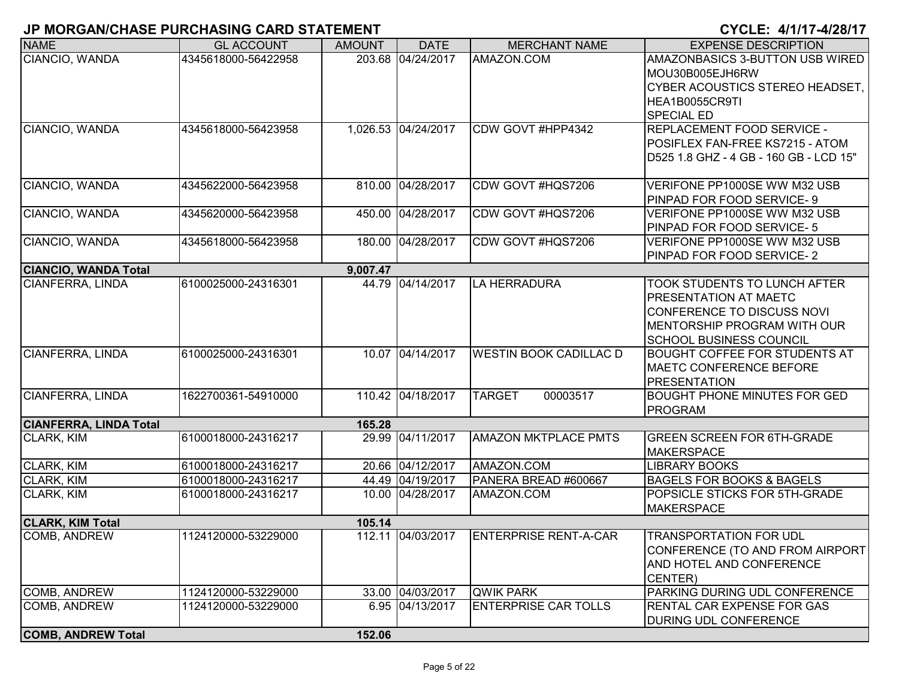# JP MORGAN/CHASE PURCHASING CARD STATEMENT

**CYCLE: 4/1/17-4/28/17**

| NAME | GL ACCOUNT | AMOUNT | DATE | MERCHANT NAME | EXPENSE DESCRIPTION |
|---|---|---|---|---|---|
| CIANCIO, WANDA | 4345618000-56422958 | 203.68 | 04/24/2017 | AMAZON.COM | AMAZONBASICS 3-BUTTON USB WIRED MOU30B005EJH6RW CYBER ACOUSTICS STEREO HEADSET, HEA1B0055CR9TI SPECIAL ED |
| CIANCIO, WANDA | 4345618000-56423958 | 1,026.53 | 04/24/2017 | CDW GOVT #HPP4342 | REPLACEMENT FOOD SERVICE - POSIFLEX FAN-FREE KS7215 - ATOM D525 1.8 GHZ - 4 GB - 160 GB - LCD 15" |
| CIANCIO, WANDA | 4345622000-56423958 | 810.00 | 04/28/2017 | CDW GOVT #HQS7206 | VERIFONE PP1000SE WW M32 USB PINPAD FOR FOOD SERVICE- 9 |
| CIANCIO, WANDA | 4345620000-56423958 | 450.00 | 04/28/2017 | CDW GOVT #HQS7206 | VERIFONE PP1000SE WW M32 USB PINPAD FOR FOOD SERVICE- 5 |
| CIANCIO, WANDA | 4345618000-56423958 | 180.00 | 04/28/2017 | CDW GOVT #HQS7206 | VERIFONE PP1000SE WW M32 USB PINPAD FOR FOOD SERVICE- 2 |
| **CIANCIO, WANDA Total** | | **9,007.47** | | | |
| CIANFERRA, LINDA | 6100025000-24316301 | 44.79 | 04/14/2017 | LA HERRADURA | TOOK STUDENTS TO LUNCH AFTER PRESENTATION AT MAETC CONFERENCE TO DISCUSS NOVI MENTORSHIP PROGRAM WITH OUR SCHOOL BUSINESS COUNCIL |
| CIANFERRA, LINDA | 6100025000-24316301 | 10.07 | 04/14/2017 | WESTIN BOOK CADILLAC D | BOUGHT COFFEE FOR STUDENTS AT MAETC CONFERENCE BEFORE PRESENTATION |
| CIANFERRA, LINDA | 1622700361-54910000 | 110.42 | 04/18/2017 | TARGET 00003517 | BOUGHT PHONE MINUTES FOR GED PROGRAM |
| **CIANFERRA, LINDA Total** | | **165.28** | | | |
| CLARK, KIM | 6100018000-24316217 | 29.99 | 04/11/2017 | AMAZON MKTPLACE PMTS | GREEN SCREEN FOR 6TH-GRADE MAKERSPACE |
| CLARK, KIM | 6100018000-24316217 | 20.66 | 04/12/2017 | AMAZON.COM | LIBRARY BOOKS |
| CLARK, KIM | 6100018000-24316217 | 44.49 | 04/19/2017 | PANERA BREAD #600667 | BAGELS FOR BOOKS & BAGELS |
| CLARK, KIM | 6100018000-24316217 | 10.00 | 04/28/2017 | AMAZON.COM | POPSICLE STICKS FOR 5TH-GRADE MAKERSPACE |
| **CLARK, KIM Total** | | **105.14** | | | |
| COMB, ANDREW | 1124120000-53229000 | 112.11 | 04/03/2017 | ENTERPRISE RENT-A-CAR | TRANSPORTATION FOR UDL CONFERENCE (TO AND FROM AIRPORT AND HOTEL AND CONFERENCE CENTER) |
| COMB, ANDREW | 1124120000-53229000 | 33.00 | 04/03/2017 | QWIK PARK | PARKING DURING UDL CONFERENCE |
| COMB, ANDREW | 1124120000-53229000 | 6.95 | 04/13/2017 | ENTERPRISE CAR TOLLS | RENTAL CAR EXPENSE FOR GAS DURING UDL CONFERENCE |
| **COMB, ANDREW Total** | | **152.06** | | | |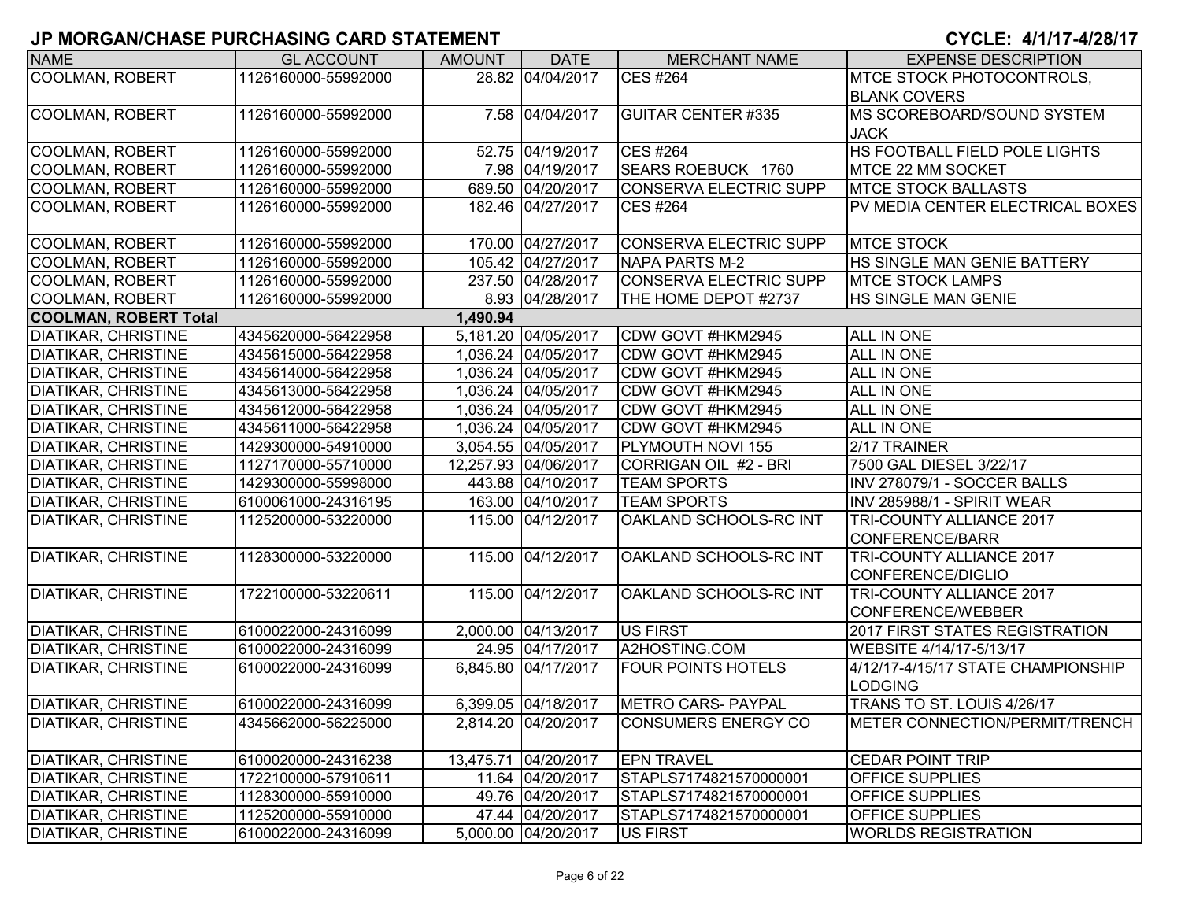# JP MORGAN/CHASE PURCHASING CARD STATEMENT

**CYCLE: 4/1/17-4/28/17**

| NAME | GL ACCOUNT | AMOUNT | DATE | MERCHANT NAME | EXPENSE DESCRIPTION |
|---|---|---|---|---|---|
| COOLMAN, ROBERT | 1126160000-55992000 | 28.82 | 04/04/2017 | CES #264 | MTCE STOCK PHOTOCONTROLS, BLANK COVERS |
| COOLMAN, ROBERT | 1126160000-55992000 | 7.58 | 04/04/2017 | GUITAR CENTER #335 | MS SCOREBOARD/SOUND SYSTEM JACK |
| COOLMAN, ROBERT | 1126160000-55992000 | 52.75 | 04/19/2017 | CES #264 | HS FOOTBALL FIELD POLE LIGHTS |
| COOLMAN, ROBERT | 1126160000-55992000 | 7.98 | 04/19/2017 | SEARS ROEBUCK 1760 | MTCE 22 MM SOCKET |
| COOLMAN, ROBERT | 1126160000-55992000 | 689.50 | 04/20/2017 | CONSERVA ELECTRIC SUPP | MTCE STOCK BALLASTS |
| COOLMAN, ROBERT | 1126160000-55992000 | 182.46 | 04/27/2017 | CES #264 | PV MEDIA CENTER ELECTRICAL BOXES |
| COOLMAN, ROBERT | 1126160000-55992000 | 170.00 | 04/27/2017 | CONSERVA ELECTRIC SUPP | MTCE STOCK |
| COOLMAN, ROBERT | 1126160000-55992000 | 105.42 | 04/27/2017 | NAPA PARTS M-2 | HS SINGLE MAN GENIE BATTERY |
| COOLMAN, ROBERT | 1126160000-55992000 | 237.50 | 04/28/2017 | CONSERVA ELECTRIC SUPP | MTCE STOCK LAMPS |
| COOLMAN, ROBERT | 1126160000-55992000 | 8.93 | 04/28/2017 | THE HOME DEPOT #2737 | HS SINGLE MAN GENIE |
| **COOLMAN, ROBERT Total** | | **1,490.94** | | | |
| DIATIKAR, CHRISTINE | 4345620000-56422958 | 5,181.20 | 04/05/2017 | CDW GOVT #HKM2945 | ALL IN ONE |
| DIATIKAR, CHRISTINE | 4345615000-56422958 | 1,036.24 | 04/05/2017 | CDW GOVT #HKM2945 | ALL IN ONE |
| DIATIKAR, CHRISTINE | 4345614000-56422958 | 1,036.24 | 04/05/2017 | CDW GOVT #HKM2945 | ALL IN ONE |
| DIATIKAR, CHRISTINE | 4345613000-56422958 | 1,036.24 | 04/05/2017 | CDW GOVT #HKM2945 | ALL IN ONE |
| DIATIKAR, CHRISTINE | 4345612000-56422958 | 1,036.24 | 04/05/2017 | CDW GOVT #HKM2945 | ALL IN ONE |
| DIATIKAR, CHRISTINE | 4345611000-56422958 | 1,036.24 | 04/05/2017 | CDW GOVT #HKM2945 | ALL IN ONE |
| DIATIKAR, CHRISTINE | 1429300000-54910000 | 3,054.55 | 04/05/2017 | PLYMOUTH NOVI 155 | 2/17 TRAINER |
| DIATIKAR, CHRISTINE | 1127170000-55710000 | 12,257.93 | 04/06/2017 | CORRIGAN OIL #2 - BRI | 7500 GAL DIESEL 3/22/17 |
| DIATIKAR, CHRISTINE | 1429300000-55998000 | 443.88 | 04/10/2017 | TEAM SPORTS | INV 278079/1 - SOCCER BALLS |
| DIATIKAR, CHRISTINE | 6100061000-24316195 | 163.00 | 04/10/2017 | TEAM SPORTS | INV 285988/1 - SPIRIT WEAR |
| DIATIKAR, CHRISTINE | 1125200000-53220000 | 115.00 | 04/12/2017 | OAKLAND SCHOOLS-RC INT | TRI-COUNTY ALLIANCE 2017 CONFERENCE/BARR |
| DIATIKAR, CHRISTINE | 1128300000-53220000 | 115.00 | 04/12/2017 | OAKLAND SCHOOLS-RC INT | TRI-COUNTY ALLIANCE 2017 CONFERENCE/DIGLIO |
| DIATIKAR, CHRISTINE | 1722100000-53220611 | 115.00 | 04/12/2017 | OAKLAND SCHOOLS-RC INT | TRI-COUNTY ALLIANCE 2017 CONFERENCE/WEBBER |
| DIATIKAR, CHRISTINE | 6100022000-24316099 | 2,000.00 | 04/13/2017 | US FIRST | 2017 FIRST STATES REGISTRATION |
| DIATIKAR, CHRISTINE | 6100022000-24316099 | 24.95 | 04/17/2017 | A2HOSTING.COM | WEBSITE 4/14/17-5/13/17 |
| DIATIKAR, CHRISTINE | 6100022000-24316099 | 6,845.80 | 04/17/2017 | FOUR POINTS HOTELS | 4/12/17-4/15/17 STATE CHAMPIONSHIP LODGING |
| DIATIKAR, CHRISTINE | 6100022000-24316099 | 6,399.05 | 04/18/2017 | METRO CARS- PAYPAL | TRANS TO ST. LOUIS 4/26/17 |
| DIATIKAR, CHRISTINE | 4345662000-56225000 | 2,814.20 | 04/20/2017 | CONSUMERS ENERGY CO | METER CONNECTION/PERMIT/TRENCH |
| DIATIKAR, CHRISTINE | 6100020000-24316238 | 13,475.71 | 04/20/2017 | EPN TRAVEL | CEDAR POINT TRIP |
| DIATIKAR, CHRISTINE | 1722100000-57910611 | 11.64 | 04/20/2017 | STAPLS7174821570000001 | OFFICE SUPPLIES |
| DIATIKAR, CHRISTINE | 1128300000-55910000 | 49.76 | 04/20/2017 | STAPLS7174821570000001 | OFFICE SUPPLIES |
| DIATIKAR, CHRISTINE | 1125200000-55910000 | 47.44 | 04/20/2017 | STAPLS7174821570000001 | OFFICE SUPPLIES |
| DIATIKAR, CHRISTINE | 6100022000-24316099 | 5,000.00 | 04/20/2017 | US FIRST | WORLDS REGISTRATION |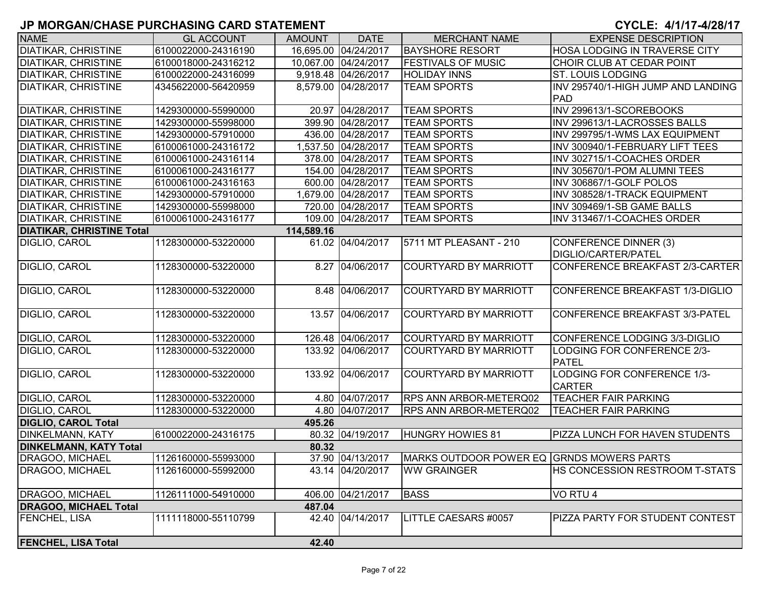# JP MORGAN/CHASE PURCHASING CARD STATEMENT

**CYCLE: 4/1/17-4/28/17**

| NAME | GL ACCOUNT | AMOUNT | DATE | MERCHANT NAME | EXPENSE DESCRIPTION |
|---|---|---|---|---|---|
| DIATIKAR, CHRISTINE | 6100022000-24316190 | 16,695.00 | 04/24/2017 | BAYSHORE RESORT | HOSA LODGING IN TRAVERSE CITY |
| DIATIKAR, CHRISTINE | 6100018000-24316212 | 10,067.00 | 04/24/2017 | FESTIVALS OF MUSIC | CHOIR CLUB AT CEDAR POINT |
| DIATIKAR, CHRISTINE | 6100022000-24316099 | 9,918.48 | 04/26/2017 | HOLIDAY INNS | ST. LOUIS LODGING |
| DIATIKAR, CHRISTINE | 4345622000-56420959 | 8,579.00 | 04/28/2017 | TEAM SPORTS | INV 295740/1-HIGH JUMP AND LANDING PAD |
| DIATIKAR, CHRISTINE | 1429300000-55990000 | 20.97 | 04/28/2017 | TEAM SPORTS | INV 299613/1-SCOREBOOKS |
| DIATIKAR, CHRISTINE | 1429300000-55998000 | 399.90 | 04/28/2017 | TEAM SPORTS | INV 299613/1-LACROSSES BALLS |
| DIATIKAR, CHRISTINE | 1429300000-57910000 | 436.00 | 04/28/2017 | TEAM SPORTS | INV 299795/1-WMS LAX EQUIPMENT |
| DIATIKAR, CHRISTINE | 6100061000-24316172 | 1,537.50 | 04/28/2017 | TEAM SPORTS | INV 300940/1-FEBRUARY LIFT TEES |
| DIATIKAR, CHRISTINE | 6100061000-24316114 | 378.00 | 04/28/2017 | TEAM SPORTS | INV 302715/1-COACHES ORDER |
| DIATIKAR, CHRISTINE | 6100061000-24316177 | 154.00 | 04/28/2017 | TEAM SPORTS | INV 305670/1-POM ALUMNI TEES |
| DIATIKAR, CHRISTINE | 6100061000-24316163 | 600.00 | 04/28/2017 | TEAM SPORTS | INV 306867/1-GOLF POLOS |
| DIATIKAR, CHRISTINE | 1429300000-57910000 | 1,679.00 | 04/28/2017 | TEAM SPORTS | INV 308528/1-TRACK EQUIPMENT |
| DIATIKAR, CHRISTINE | 1429300000-55998000 | 720.00 | 04/28/2017 | TEAM SPORTS | INV 309469/1-SB GAME BALLS |
| DIATIKAR, CHRISTINE | 6100061000-24316177 | 109.00 | 04/28/2017 | TEAM SPORTS | INV 313467/1-COACHES ORDER |
| **DIATIKAR, CHRISTINE Total** | | **114,589.16** | | | |
| DIGLIO, CAROL | 1128300000-53220000 | 61.02 | 04/04/2017 | 5711 MT PLEASANT - 210 | CONFERENCE DINNER (3) DIGLIO/CARTER/PATEL |
| DIGLIO, CAROL | 1128300000-53220000 | 8.27 | 04/06/2017 | COURTYARD BY MARRIOTT | CONFERENCE BREAKFAST 2/3-CARTER |
| DIGLIO, CAROL | 1128300000-53220000 | 8.48 | 04/06/2017 | COURTYARD BY MARRIOTT | CONFERENCE BREAKFAST 1/3-DIGLIO |
| DIGLIO, CAROL | 1128300000-53220000 | 13.57 | 04/06/2017 | COURTYARD BY MARRIOTT | CONFERENCE BREAKFAST 3/3-PATEL |
| DIGLIO, CAROL | 1128300000-53220000 | 126.48 | 04/06/2017 | COURTYARD BY MARRIOTT | CONFERENCE LODGING 3/3-DIGLIO |
| DIGLIO, CAROL | 1128300000-53220000 | 133.92 | 04/06/2017 | COURTYARD BY MARRIOTT | LODGING FOR CONFERENCE 2/3-PATEL |
| DIGLIO, CAROL | 1128300000-53220000 | 133.92 | 04/06/2017 | COURTYARD BY MARRIOTT | LODGING FOR CONFERENCE 1/3-CARTER |
| DIGLIO, CAROL | 1128300000-53220000 | 4.80 | 04/07/2017 | RPS ANN ARBOR-METERQ02 | TEACHER FAIR PARKING |
| DIGLIO, CAROL | 1128300000-53220000 | 4.80 | 04/07/2017 | RPS ANN ARBOR-METERQ02 | TEACHER FAIR PARKING |
| **DIGLIO, CAROL Total** | | **495.26** | | | |
| DINKELMANN, KATY | 6100022000-24316175 | 80.32 | 04/19/2017 | HUNGRY HOWIES 81 | PIZZA LUNCH FOR HAVEN STUDENTS |
| **DINKELMANN, KATY Total** | | **80.32** | | | |
| DRAGOO, MICHAEL | 1126160000-55993000 | 37.90 | 04/13/2017 | MARKS OUTDOOR POWER EQ | GRNDS MOWERS PARTS |
| DRAGOO, MICHAEL | 1126160000-55992000 | 43.14 | 04/20/2017 | WW GRAINGER | HS CONCESSION RESTROOM T-STATS |
| DRAGOO, MICHAEL | 1126111000-54910000 | 406.00 | 04/21/2017 | BASS | VO RTU 4 |
| **DRAGOO, MICHAEL Total** | | **487.04** | | | |
| FENCHEL, LISA | 1111118000-55110799 | 42.40 | 04/14/2017 | LITTLE CAESARS #0057 | PIZZA PARTY FOR STUDENT CONTEST |
| **FENCHEL, LISA Total** | | **42.40** | | | |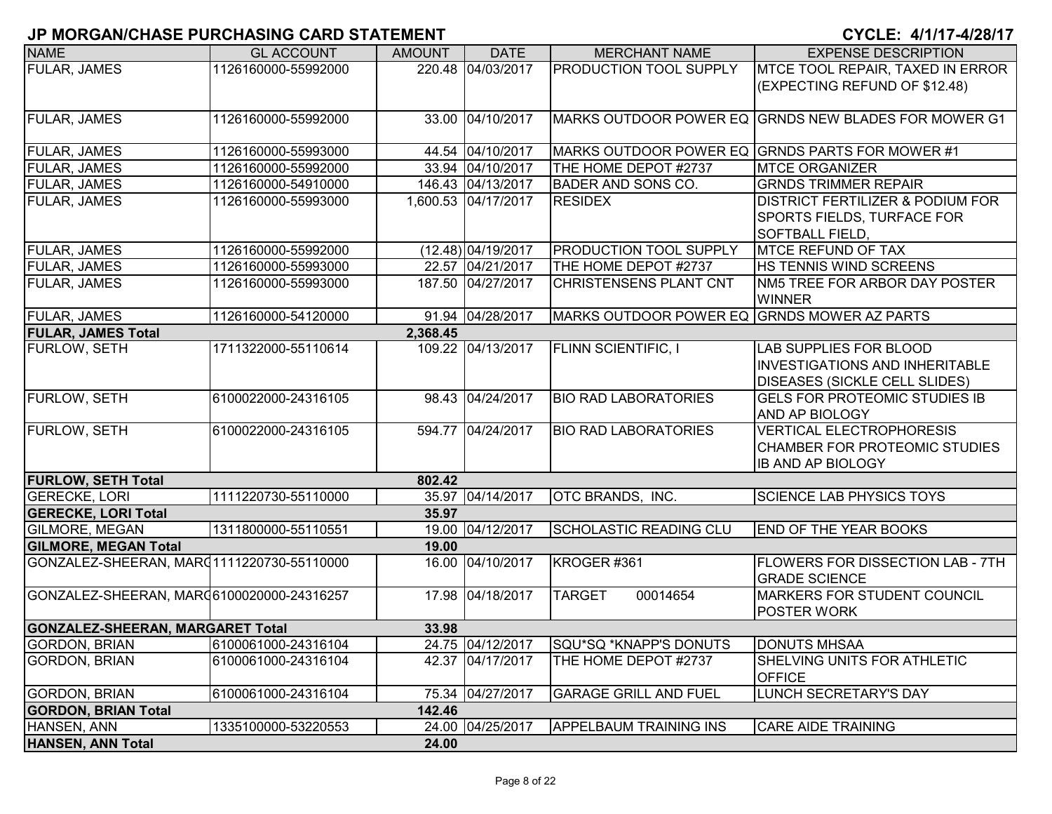## JP MORGAN/CHASE PURCHASING CARD STATEMENT

**CYCLE: 4/1/17-4/28/17**

| NAME | GL ACCOUNT | AMOUNT | DATE | MERCHANT NAME | EXPENSE DESCRIPTION |
|---|---|---|---|---|---|
| FULAR, JAMES | 1126160000-55992000 | 220.48 | 04/03/2017 | PRODUCTION TOOL SUPPLY | MTCE TOOL REPAIR, TAXED IN ERROR (EXPECTING REFUND OF $12.48) |
| FULAR, JAMES | 1126160000-55992000 | 33.00 | 04/10/2017 | MARKS OUTDOOR POWER EQ | GRNDS NEW BLADES FOR MOWER G1 |
| FULAR, JAMES | 1126160000-55993000 | 44.54 | 04/10/2017 | MARKS OUTDOOR POWER EQ | GRNDS PARTS FOR MOWER #1 |
| FULAR, JAMES | 1126160000-55992000 | 33.94 | 04/10/2017 | THE HOME DEPOT #2737 | MTCE ORGANIZER |
| FULAR, JAMES | 1126160000-54910000 | 146.43 | 04/13/2017 | BADER AND SONS CO. | GRNDS TRIMMER REPAIR |
| FULAR, JAMES | 1126160000-55993000 | 1,600.53 | 04/17/2017 | RESIDEX | DISTRICT FERTILIZER & PODIUM FOR SPORTS FIELDS, TURFACE FOR SOFTBALL FIELD, |
| FULAR, JAMES | 1126160000-55992000 | (12.48) | 04/19/2017 | PRODUCTION TOOL SUPPLY | MTCE REFUND OF TAX |
| FULAR, JAMES | 1126160000-55993000 | 22.57 | 04/21/2017 | THE HOME DEPOT #2737 | HS TENNIS WIND SCREENS |
| FULAR, JAMES | 1126160000-55993000 | 187.50 | 04/27/2017 | CHRISTENSENS PLANT CNT | NM5 TREE FOR ARBOR DAY POSTER WINNER |
| FULAR, JAMES | 1126160000-54120000 | 91.94 | 04/28/2017 | MARKS OUTDOOR POWER EQ | GRNDS MOWER AZ PARTS |
| **FULAR, JAMES Total** | | **2,368.45** | | | |
| FURLOW, SETH | 1711322000-55110614 | 109.22 | 04/13/2017 | FLINN SCIENTIFIC, I | LAB SUPPLIES FOR BLOOD INVESTIGATIONS AND INHERITABLE DISEASES (SICKLE CELL SLIDES) |
| FURLOW, SETH | 6100022000-24316105 | 98.43 | 04/24/2017 | BIO RAD LABORATORIES | GELS FOR PROTEOMIC STUDIES IB AND AP BIOLOGY |
| FURLOW, SETH | 6100022000-24316105 | 594.77 | 04/24/2017 | BIO RAD LABORATORIES | VERTICAL ELECTROPHORESIS CHAMBER FOR PROTEOMIC STUDIES IB AND AP BIOLOGY |
| **FURLOW, SETH Total** | | **802.42** | | | |
| GERECKE, LORI | 1111220730-55110000 | 35.97 | 04/14/2017 | OTC BRANDS, INC. | SCIENCE LAB PHYSICS TOYS |
| **GERECKE, LORI Total** | | **35.97** | | | |
| GILMORE, MEGAN | 1311800000-55110551 | 19.00 | 04/12/2017 | SCHOLASTIC READING CLU | END OF THE YEAR BOOKS |
| **GILMORE, MEGAN Total** | | **19.00** | | | |
| GONZALEZ-SHEERAN, MARG | 1111220730-55110000 | 16.00 | 04/10/2017 | KROGER #361 | FLOWERS FOR DISSECTION LAB - 7TH GRADE SCIENCE |
| GONZALEZ-SHEERAN, MARG | 6100020000-24316257 | 17.98 | 04/18/2017 | TARGET 00014654 | MARKERS FOR STUDENT COUNCIL POSTER WORK |
| **GONZALEZ-SHEERAN, MARGARET Total** | | **33.98** | | | |
| GORDON, BRIAN | 6100061000-24316104 | 24.75 | 04/12/2017 | SQU*SQ *KNAPP'S DONUTS | DONUTS MHSAA |
| GORDON, BRIAN | 6100061000-24316104 | 42.37 | 04/17/2017 | THE HOME DEPOT #2737 | SHELVING UNITS FOR ATHLETIC OFFICE |
| GORDON, BRIAN | 6100061000-24316104 | 75.34 | 04/27/2017 | GARAGE GRILL AND FUEL | LUNCH SECRETARY'S DAY |
| **GORDON, BRIAN Total** | | **142.46** | | | |
| HANSEN, ANN | 1335100000-53220553 | 24.00 | 04/25/2017 | APPELBAUM TRAINING INS | CARE AIDE TRAINING |
| **HANSEN, ANN Total** | | **24.00** | | | |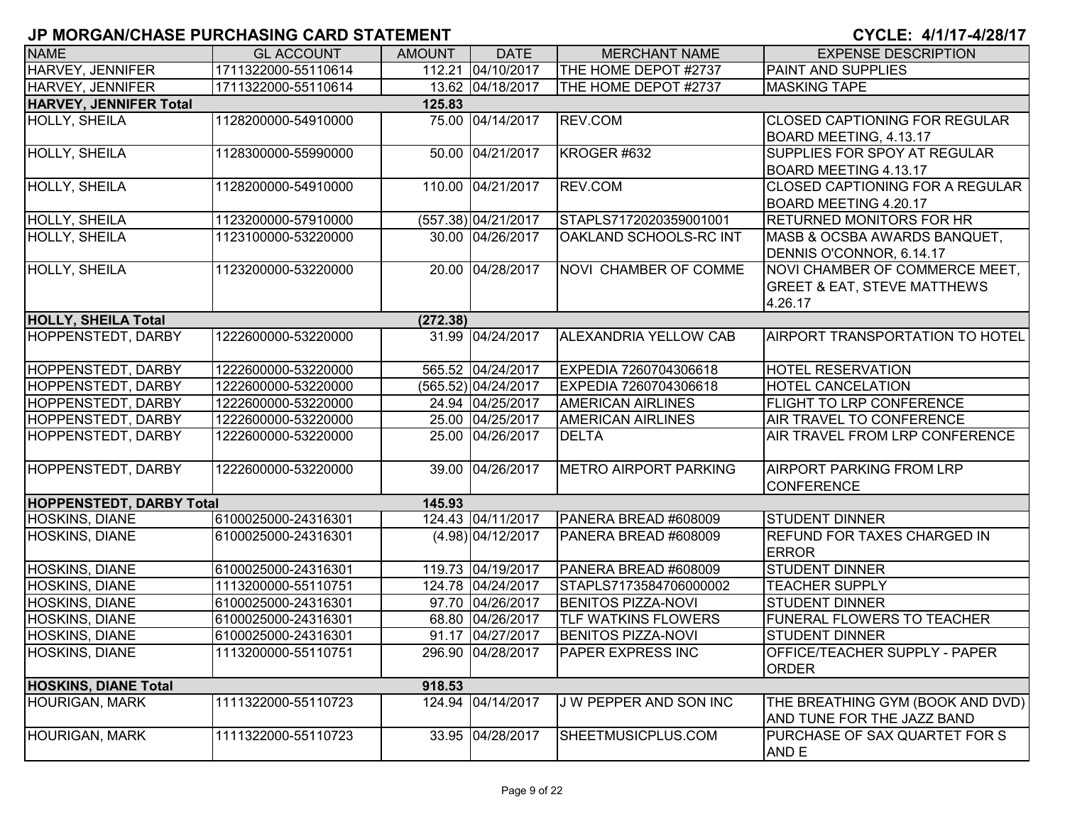# JP MORGAN/CHASE PURCHASING CARD STATEMENT

**CYCLE: 4/1/17-4/28/17**

| NAME | GL ACCOUNT | AMOUNT | DATE | MERCHANT NAME | EXPENSE DESCRIPTION |
|---|---|---|---|---|---|
| HARVEY, JENNIFER | 1711322000-55110614 | 112.21 | 04/10/2017 | THE HOME DEPOT #2737 | PAINT AND SUPPLIES |
| HARVEY, JENNIFER | 1711322000-55110614 | 13.62 | 04/18/2017 | THE HOME DEPOT #2737 | MASKING TAPE |
| **HARVEY, JENNIFER Total** | | **125.83** | | | |
| HOLLY, SHEILA | 1128200000-54910000 | 75.00 | 04/14/2017 | REV.COM | CLOSED CAPTIONING FOR REGULAR BOARD MEETING, 4.13.17 |
| HOLLY, SHEILA | 1128300000-55990000 | 50.00 | 04/21/2017 | KROGER #632 | SUPPLIES FOR SPOY AT REGULAR BOARD MEETING 4.13.17 |
| HOLLY, SHEILA | 1128200000-54910000 | 110.00 | 04/21/2017 | REV.COM | CLOSED CAPTIONING FOR A REGULAR BOARD MEETING 4.20.17 |
| HOLLY, SHEILA | 1123200000-57910000 | (557.38) | 04/21/2017 | STAPLS7172020359001001 | RETURNED MONITORS FOR HR |
| HOLLY, SHEILA | 1123100000-53220000 | 30.00 | 04/26/2017 | OAKLAND SCHOOLS-RC INT | MASB & OCSBA AWARDS BANQUET, DENNIS O'CONNOR, 6.14.17 |
| HOLLY, SHEILA | 1123200000-53220000 | 20.00 | 04/28/2017 | NOVI CHAMBER OF COMME | NOVI CHAMBER OF COMMERCE MEET, GREET & EAT, STEVE MATTHEWS 4.26.17 |
| **HOLLY, SHEILA Total** | | **(272.38)** | | | |
| HOPPENSTEDT, DARBY | 1222600000-53220000 | 31.99 | 04/24/2017 | ALEXANDRIA YELLOW CAB | AIRPORT TRANSPORTATION TO HOTEL |
| HOPPENSTEDT, DARBY | 1222600000-53220000 | 565.52 | 04/24/2017 | EXPEDIA 7260704306618 | HOTEL RESERVATION |
| HOPPENSTEDT, DARBY | 1222600000-53220000 | (565.52) | 04/24/2017 | EXPEDIA 7260704306618 | HOTEL CANCELATION |
| HOPPENSTEDT, DARBY | 1222600000-53220000 | 24.94 | 04/25/2017 | AMERICAN AIRLINES | FLIGHT TO LRP CONFERENCE |
| HOPPENSTEDT, DARBY | 1222600000-53220000 | 25.00 | 04/25/2017 | AMERICAN AIRLINES | AIR TRAVEL TO CONFERENCE |
| HOPPENSTEDT, DARBY | 1222600000-53220000 | 25.00 | 04/26/2017 | DELTA | AIR TRAVEL FROM LRP CONFERENCE |
| HOPPENSTEDT, DARBY | 1222600000-53220000 | 39.00 | 04/26/2017 | METRO AIRPORT PARKING | AIRPORT PARKING FROM LRP CONFERENCE |
| **HOPPENSTEDT, DARBY Total** | | **145.93** | | | |
| HOSKINS, DIANE | 6100025000-24316301 | 124.43 | 04/11/2017 | PANERA BREAD #608009 | STUDENT DINNER |
| HOSKINS, DIANE | 6100025000-24316301 | (4.98) | 04/12/2017 | PANERA BREAD #608009 | REFUND FOR TAXES CHARGED IN ERROR |
| HOSKINS, DIANE | 6100025000-24316301 | 119.73 | 04/19/2017 | PANERA BREAD #608009 | STUDENT DINNER |
| HOSKINS, DIANE | 1113200000-55110751 | 124.78 | 04/24/2017 | STAPLS7173584706000002 | TEACHER SUPPLY |
| HOSKINS, DIANE | 6100025000-24316301 | 97.70 | 04/26/2017 | BENITOS PIZZA-NOVI | STUDENT DINNER |
| HOSKINS, DIANE | 6100025000-24316301 | 68.80 | 04/26/2017 | TLF WATKINS FLOWERS | FUNERAL FLOWERS TO TEACHER |
| HOSKINS, DIANE | 6100025000-24316301 | 91.17 | 04/27/2017 | BENITOS PIZZA-NOVI | STUDENT DINNER |
| HOSKINS, DIANE | 1113200000-55110751 | 296.90 | 04/28/2017 | PAPER EXPRESS INC | OFFICE/TEACHER SUPPLY - PAPER ORDER |
| **HOSKINS, DIANE Total** | | **918.53** | | | |
| HOURIGAN, MARK | 1111322000-55110723 | 124.94 | 04/14/2017 | J W PEPPER AND SON INC | THE BREATHING GYM (BOOK AND DVD) AND TUNE FOR THE JAZZ BAND |
| HOURIGAN, MARK | 1111322000-55110723 | 33.95 | 04/28/2017 | SHEETMUSICPLUS.COM | PURCHASE OF SAX QUARTET FOR S AND E |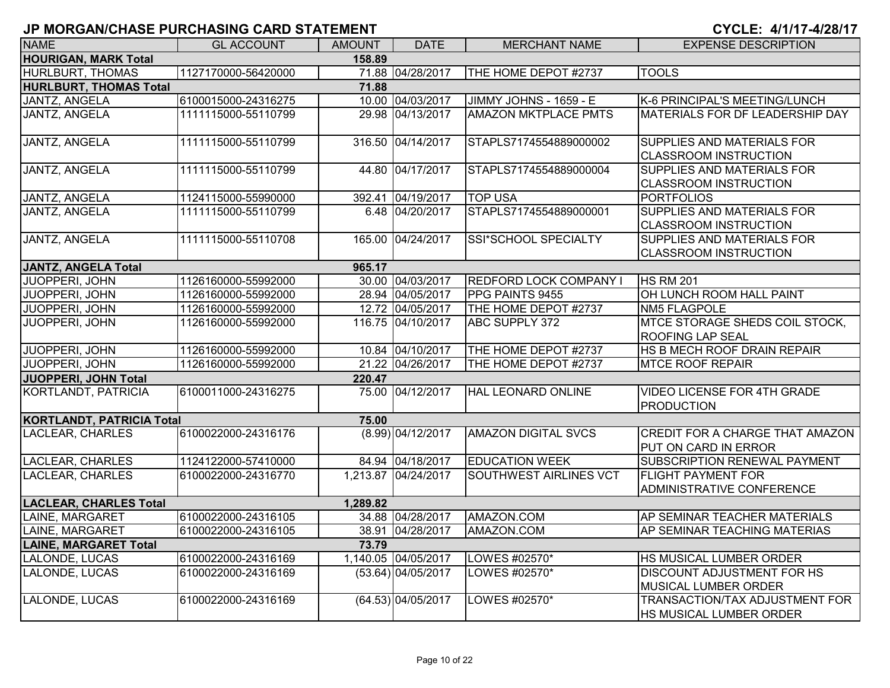# JP MORGAN/CHASE PURCHASING CARD STATEMENT

**CYCLE: 4/1/17-4/28/17**

| NAME | GL ACCOUNT | AMOUNT | DATE | MERCHANT NAME | EXPENSE DESCRIPTION |
|---|---|---|---|---|---|
| **HOURIGAN, MARK Total** | | **158.89** | | | |
| HURLBURT, THOMAS | 1127170000-56420000 | 71.88 | 04/28/2017 | THE HOME DEPOT #2737 | TOOLS |
| **HURLBURT, THOMAS Total** | | **71.88** | | | |
| JANTZ, ANGELA | 6100015000-24316275 | 10.00 | 04/03/2017 | JIMMY JOHNS - 1659 - E | K-6 PRINCIPAL'S MEETING/LUNCH |
| JANTZ, ANGELA | 1111115000-55110799 | 29.98 | 04/13/2017 | AMAZON MKTPLACE PMTS | MATERIALS FOR DF LEADERSHIP DAY |
| JANTZ, ANGELA | 1111115000-55110799 | 316.50 | 04/14/2017 | STAPLS7174554889000002 | SUPPLIES AND MATERIALS FOR CLASSROOM INSTRUCTION |
| JANTZ, ANGELA | 1111115000-55110799 | 44.80 | 04/17/2017 | STAPLS7174554889000004 | SUPPLIES AND MATERIALS FOR CLASSROOM INSTRUCTION |
| JANTZ, ANGELA | 1124115000-55990000 | 392.41 | 04/19/2017 | TOP USA | PORTFOLIOS |
| JANTZ, ANGELA | 1111115000-55110799 | 6.48 | 04/20/2017 | STAPLS7174554889000001 | SUPPLIES AND MATERIALS FOR CLASSROOM INSTRUCTION |
| JANTZ, ANGELA | 1111115000-55110708 | 165.00 | 04/24/2017 | SSI*SCHOOL SPECIALTY | SUPPLIES AND MATERIALS FOR CLASSROOM INSTRUCTION |
| **JANTZ, ANGELA Total** | | **965.17** | | | |
| JUOPPERI, JOHN | 1126160000-55992000 | 30.00 | 04/03/2017 | REDFORD LOCK COMPANY I | HS RM 201 |
| JUOPPERI, JOHN | 1126160000-55992000 | 28.94 | 04/05/2017 | PPG PAINTS 9455 | OH LUNCH ROOM HALL PAINT |
| JUOPPERI, JOHN | 1126160000-55992000 | 12.72 | 04/05/2017 | THE HOME DEPOT #2737 | NM5 FLAGPOLE |
| JUOPPERI, JOHN | 1126160000-55992000 | 116.75 | 04/10/2017 | ABC SUPPLY 372 | MTCE STORAGE SHEDS COIL STOCK, ROOFING LAP SEAL |
| JUOPPERI, JOHN | 1126160000-55992000 | 10.84 | 04/10/2017 | THE HOME DEPOT #2737 | HS B MECH ROOF DRAIN REPAIR |
| JUOPPERI, JOHN | 1126160000-55992000 | 21.22 | 04/26/2017 | THE HOME DEPOT #2737 | MTCE ROOF REPAIR |
| **JUOPPERI, JOHN Total** | | **220.47** | | | |
| KORTLANDT, PATRICIA | 6100011000-24316275 | 75.00 | 04/12/2017 | HAL LEONARD ONLINE | VIDEO LICENSE FOR 4TH GRADE PRODUCTION |
| **KORTLANDT, PATRICIA Total** | | **75.00** | | | |
| LACLEAR, CHARLES | 6100022000-24316176 | (8.99) | 04/12/2017 | AMAZON DIGITAL SVCS | CREDIT FOR A CHARGE THAT AMAZON PUT ON CARD IN ERROR |
| LACLEAR, CHARLES | 1124122000-57410000 | 84.94 | 04/18/2017 | EDUCATION WEEK | SUBSCRIPTION RENEWAL PAYMENT |
| LACLEAR, CHARLES | 6100022000-24316770 | 1,213.87 | 04/24/2017 | SOUTHWEST AIRLINES VCT | FLIGHT PAYMENT FOR ADMINISTRATIVE CONFERENCE |
| **LACLEAR, CHARLES Total** | | **1,289.82** | | | |
| LAINE, MARGARET | 6100022000-24316105 | 34.88 | 04/28/2017 | AMAZON.COM | AP SEMINAR TEACHER MATERIALS |
| LAINE, MARGARET | 6100022000-24316105 | 38.91 | 04/28/2017 | AMAZON.COM | AP SEMINAR TEACHING MATERIAS |
| **LAINE, MARGARET Total** | | **73.79** | | | |
| LALONDE, LUCAS | 6100022000-24316169 | 1,140.05 | 04/05/2017 | LOWES #02570* | HS MUSICAL LUMBER ORDER |
| LALONDE, LUCAS | 6100022000-24316169 | (53.64) | 04/05/2017 | LOWES #02570* | DISCOUNT ADJUSTMENT FOR HS MUSICAL LUMBER ORDER |
| LALONDE, LUCAS | 6100022000-24316169 | (64.53) | 04/05/2017 | LOWES #02570* | TRANSACTION/TAX ADJUSTMENT FOR HS MUSICAL LUMBER ORDER |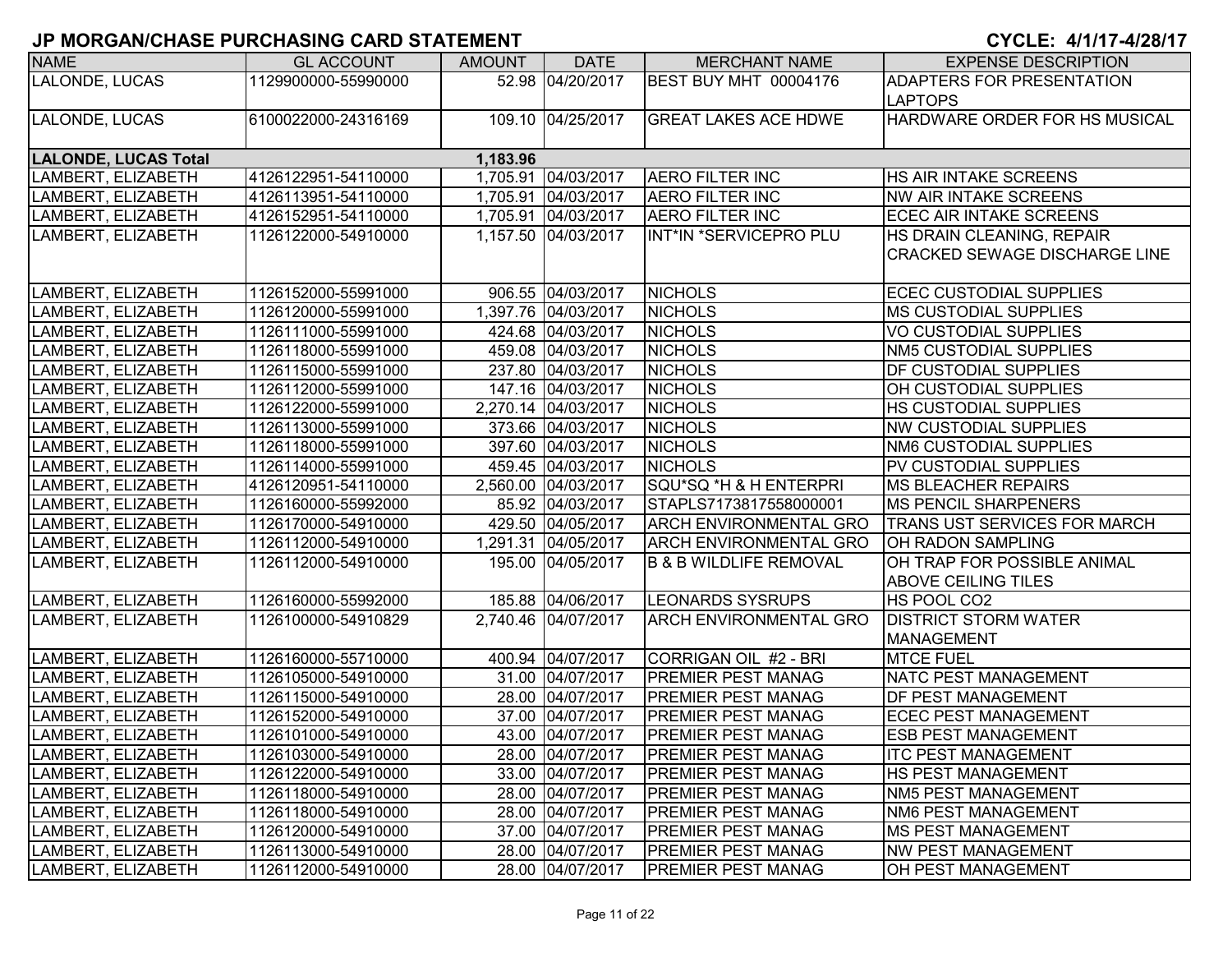## JP MORGAN/CHASE PURCHASING CARD STATEMENT

**CYCLE: 4/1/17-4/28/17**

| NAME | GL ACCOUNT | AMOUNT | DATE | MERCHANT NAME | EXPENSE DESCRIPTION |
|---|---|---|---|---|---|
| LALONDE, LUCAS | 1129900000-55990000 | 52.98 | 04/20/2017 | BEST BUY MHT 00004176 | ADAPTERS FOR PRESENTATION LAPTOPS |
| LALONDE, LUCAS | 6100022000-24316169 | 109.10 | 04/25/2017 | GREAT LAKES ACE HDWE | HARDWARE ORDER FOR HS MUSICAL |
| **LALONDE, LUCAS Total** | | **1,183.96** | | | |
| LAMBERT, ELIZABETH | 4126122951-54110000 | 1,705.91 | 04/03/2017 | AERO FILTER INC | HS AIR INTAKE SCREENS |
| LAMBERT, ELIZABETH | 4126113951-54110000 | 1,705.91 | 04/03/2017 | AERO FILTER INC | NW AIR INTAKE SCREENS |
| LAMBERT, ELIZABETH | 4126152951-54110000 | 1,705.91 | 04/03/2017 | AERO FILTER INC | ECEC AIR INTAKE SCREENS |
| LAMBERT, ELIZABETH | 1126122000-54910000 | 1,157.50 | 04/03/2017 | INT*IN *SERVICEPRO PLU | HS DRAIN CLEANING, REPAIR CRACKED SEWAGE DISCHARGE LINE |
| LAMBERT, ELIZABETH | 1126152000-55991000 | 906.55 | 04/03/2017 | NICHOLS | ECEC CUSTODIAL SUPPLIES |
| LAMBERT, ELIZABETH | 1126120000-55991000 | 1,397.76 | 04/03/2017 | NICHOLS | MS CUSTODIAL SUPPLIES |
| LAMBERT, ELIZABETH | 1126111000-55991000 | 424.68 | 04/03/2017 | NICHOLS | VO CUSTODIAL SUPPLIES |
| LAMBERT, ELIZABETH | 1126118000-55991000 | 459.08 | 04/03/2017 | NICHOLS | NM5 CUSTODIAL SUPPLIES |
| LAMBERT, ELIZABETH | 1126115000-55991000 | 237.80 | 04/03/2017 | NICHOLS | DF CUSTODIAL SUPPLIES |
| LAMBERT, ELIZABETH | 1126112000-55991000 | 147.16 | 04/03/2017 | NICHOLS | OH CUSTODIAL SUPPLIES |
| LAMBERT, ELIZABETH | 1126122000-55991000 | 2,270.14 | 04/03/2017 | NICHOLS | HS CUSTODIAL SUPPLIES |
| LAMBERT, ELIZABETH | 1126113000-55991000 | 373.66 | 04/03/2017 | NICHOLS | NW CUSTODIAL SUPPLIES |
| LAMBERT, ELIZABETH | 1126118000-55991000 | 397.60 | 04/03/2017 | NICHOLS | NM6 CUSTODIAL SUPPLIES |
| LAMBERT, ELIZABETH | 1126114000-55991000 | 459.45 | 04/03/2017 | NICHOLS | PV CUSTODIAL SUPPLIES |
| LAMBERT, ELIZABETH | 4126120951-54110000 | 2,560.00 | 04/03/2017 | SQU*SQ *H & H ENTERPRI | MS BLEACHER REPAIRS |
| LAMBERT, ELIZABETH | 1126160000-55992000 | 85.92 | 04/03/2017 | STAPLS7173817558000001 | MS PENCIL SHARPENERS |
| LAMBERT, ELIZABETH | 1126170000-54910000 | 429.50 | 04/05/2017 | ARCH ENVIRONMENTAL GRO | TRANS UST SERVICES FOR MARCH |
| LAMBERT, ELIZABETH | 1126112000-54910000 | 1,291.31 | 04/05/2017 | ARCH ENVIRONMENTAL GRO | OH RADON SAMPLING |
| LAMBERT, ELIZABETH | 1126112000-54910000 | 195.00 | 04/05/2017 | B & B WILDLIFE REMOVAL | OH TRAP FOR POSSIBLE ANIMAL ABOVE CEILING TILES |
| LAMBERT, ELIZABETH | 1126160000-55992000 | 185.88 | 04/06/2017 | LEONARDS SYSRUPS | HS POOL CO2 |
| LAMBERT, ELIZABETH | 1126100000-54910829 | 2,740.46 | 04/07/2017 | ARCH ENVIRONMENTAL GRO | DISTRICT STORM WATER MANAGEMENT |
| LAMBERT, ELIZABETH | 1126160000-55710000 | 400.94 | 04/07/2017 | CORRIGAN OIL #2 - BRI | MTCE FUEL |
| LAMBERT, ELIZABETH | 1126105000-54910000 | 31.00 | 04/07/2017 | PREMIER PEST MANAG | NATC PEST MANAGEMENT |
| LAMBERT, ELIZABETH | 1126115000-54910000 | 28.00 | 04/07/2017 | PREMIER PEST MANAG | DF PEST MANAGEMENT |
| LAMBERT, ELIZABETH | 1126152000-54910000 | 37.00 | 04/07/2017 | PREMIER PEST MANAG | ECEC PEST MANAGEMENT |
| LAMBERT, ELIZABETH | 1126101000-54910000 | 43.00 | 04/07/2017 | PREMIER PEST MANAG | ESB PEST MANAGEMENT |
| LAMBERT, ELIZABETH | 1126103000-54910000 | 28.00 | 04/07/2017 | PREMIER PEST MANAG | ITC PEST MANAGEMENT |
| LAMBERT, ELIZABETH | 1126122000-54910000 | 33.00 | 04/07/2017 | PREMIER PEST MANAG | HS PEST MANAGEMENT |
| LAMBERT, ELIZABETH | 1126118000-54910000 | 28.00 | 04/07/2017 | PREMIER PEST MANAG | NM5 PEST MANAGEMENT |
| LAMBERT, ELIZABETH | 1126118000-54910000 | 28.00 | 04/07/2017 | PREMIER PEST MANAG | NM6 PEST MANAGEMENT |
| LAMBERT, ELIZABETH | 1126120000-54910000 | 37.00 | 04/07/2017 | PREMIER PEST MANAG | MS PEST MANAGEMENT |
| LAMBERT, ELIZABETH | 1126113000-54910000 | 28.00 | 04/07/2017 | PREMIER PEST MANAG | NW PEST MANAGEMENT |
| LAMBERT, ELIZABETH | 1126112000-54910000 | 28.00 | 04/07/2017 | PREMIER PEST MANAG | OH PEST MANAGEMENT |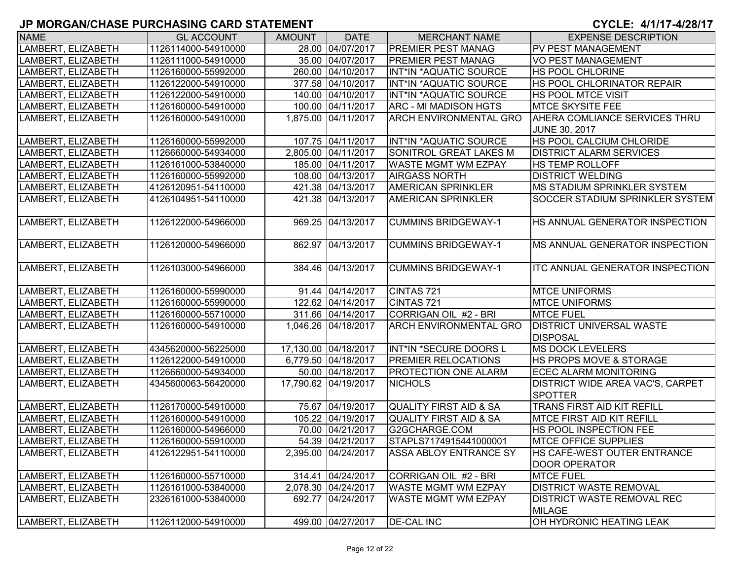## JP MORGAN/CHASE PURCHASING CARD STATEMENT

**CYCLE: 4/1/17-4/28/17**

| NAME | GL ACCOUNT | AMOUNT | DATE | MERCHANT NAME | EXPENSE DESCRIPTION |
|---|---|---|---|---|---|
| LAMBERT, ELIZABETH | 1126114000-54910000 | 28.00 | 04/07/2017 | PREMIER PEST MANAG | PV PEST MANAGEMENT |
| LAMBERT, ELIZABETH | 1126111000-54910000 | 35.00 | 04/07/2017 | PREMIER PEST MANAG | VO PEST MANAGEMENT |
| LAMBERT, ELIZABETH | 1126160000-55992000 | 260.00 | 04/10/2017 | INT*IN *AQUATIC SOURCE | HS POOL CHLORINE |
| LAMBERT, ELIZABETH | 1126122000-54910000 | 377.58 | 04/10/2017 | INT*IN *AQUATIC SOURCE | HS POOL CHLORINATOR REPAIR |
| LAMBERT, ELIZABETH | 1126122000-54910000 | 140.00 | 04/10/2017 | INT*IN *AQUATIC SOURCE | HS POOL MTCE VISIT |
| LAMBERT, ELIZABETH | 1126160000-54910000 | 100.00 | 04/11/2017 | ARC - MI MADISON HGTS | MTCE SKYSITE FEE |
| LAMBERT, ELIZABETH | 1126160000-54910000 | 1,875.00 | 04/11/2017 | ARCH ENVIRONMENTAL GRO | AHERA COMLIANCE SERVICES THRU JUNE 30, 2017 |
| LAMBERT, ELIZABETH | 1126160000-55992000 | 107.75 | 04/11/2017 | INT*IN *AQUATIC SOURCE | HS POOL CALCIUM CHLORIDE |
| LAMBERT, ELIZABETH | 1126660000-54934000 | 2,805.00 | 04/11/2017 | SONITROL GREAT LAKES M | DISTRICT ALARM SERVICES |
| LAMBERT, ELIZABETH | 1126161000-53840000 | 185.00 | 04/11/2017 | WASTE MGMT WM EZPAY | HS TEMP ROLLOFF |
| LAMBERT, ELIZABETH | 1126160000-55992000 | 108.00 | 04/13/2017 | AIRGASS NORTH | DISTRICT WELDING |
| LAMBERT, ELIZABETH | 4126120951-54110000 | 421.38 | 04/13/2017 | AMERICAN SPRINKLER | MS STADIUM SPRINKLER SYSTEM |
| LAMBERT, ELIZABETH | 4126104951-54110000 | 421.38 | 04/13/2017 | AMERICAN SPRINKLER | SOCCER STADIUM SPRINKLER SYSTEM |
| LAMBERT, ELIZABETH | 1126122000-54966000 | 969.25 | 04/13/2017 | CUMMINS BRIDGEWAY-1 | HS ANNUAL GENERATOR INSPECTION |
| LAMBERT, ELIZABETH | 1126120000-54966000 | 862.97 | 04/13/2017 | CUMMINS BRIDGEWAY-1 | MS ANNUAL GENERATOR INSPECTION |
| LAMBERT, ELIZABETH | 1126103000-54966000 | 384.46 | 04/13/2017 | CUMMINS BRIDGEWAY-1 | ITC ANNUAL GENERATOR INSPECTION |
| LAMBERT, ELIZABETH | 1126160000-55990000 | 91.44 | 04/14/2017 | CINTAS 721 | MTCE UNIFORMS |
| LAMBERT, ELIZABETH | 1126160000-55990000 | 122.62 | 04/14/2017 | CINTAS 721 | MTCE UNIFORMS |
| LAMBERT, ELIZABETH | 1126160000-55710000 | 311.66 | 04/14/2017 | CORRIGAN OIL #2 - BRI | MTCE FUEL |
| LAMBERT, ELIZABETH | 1126160000-54910000 | 1,046.26 | 04/18/2017 | ARCH ENVIRONMENTAL GRO | DISTRICT UNIVERSAL WASTE DISPOSAL |
| LAMBERT, ELIZABETH | 4345620000-56225000 | 17,130.00 | 04/18/2017 | INT*IN *SECURE DOORS L | MS DOCK LEVELERS |
| LAMBERT, ELIZABETH | 1126122000-54910000 | 6,779.50 | 04/18/2017 | PREMIER RELOCATIONS | HS PROPS MOVE & STORAGE |
| LAMBERT, ELIZABETH | 1126660000-54934000 | 50.00 | 04/18/2017 | PROTECTION ONE ALARM | ECEC ALARM MONITORING |
| LAMBERT, ELIZABETH | 4345600063-56420000 | 17,790.62 | 04/19/2017 | NICHOLS | DISTRICT WIDE AREA VAC'S, CARPET SPOTTER |
| LAMBERT, ELIZABETH | 1126170000-54910000 | 75.67 | 04/19/2017 | QUALITY FIRST AID & SA | TRANS FIRST AID KIT REFILL |
| LAMBERT, ELIZABETH | 1126160000-54910000 | 105.22 | 04/19/2017 | QUALITY FIRST AID & SA | MTCE FIRST AID KIT REFILL |
| LAMBERT, ELIZABETH | 1126160000-54966000 | 70.00 | 04/21/2017 | G2GCHARGE.COM | HS POOL INSPECTION FEE |
| LAMBERT, ELIZABETH | 1126160000-55910000 | 54.39 | 04/21/2017 | STAPLS7174915441000001 | MTCE OFFICE SUPPLIES |
| LAMBERT, ELIZABETH | 4126122951-54110000 | 2,395.00 | 04/24/2017 | ASSA ABLOY ENTRANCE SY | HS CAFÉ-WEST OUTER ENTRANCE DOOR OPERATOR |
| LAMBERT, ELIZABETH | 1126160000-55710000 | 314.41 | 04/24/2017 | CORRIGAN OIL #2 - BRI | MTCE FUEL |
| LAMBERT, ELIZABETH | 1126161000-53840000 | 2,078.30 | 04/24/2017 | WASTE MGMT WM EZPAY | DISTRICT WASTE REMOVAL |
| LAMBERT, ELIZABETH | 2326161000-53840000 | 692.77 | 04/24/2017 | WASTE MGMT WM EZPAY | DISTRICT WASTE REMOVAL REC MILAGE |
| LAMBERT, ELIZABETH | 1126112000-54910000 | 499.00 | 04/27/2017 | DE-CAL INC | OH HYDRONIC HEATING LEAK |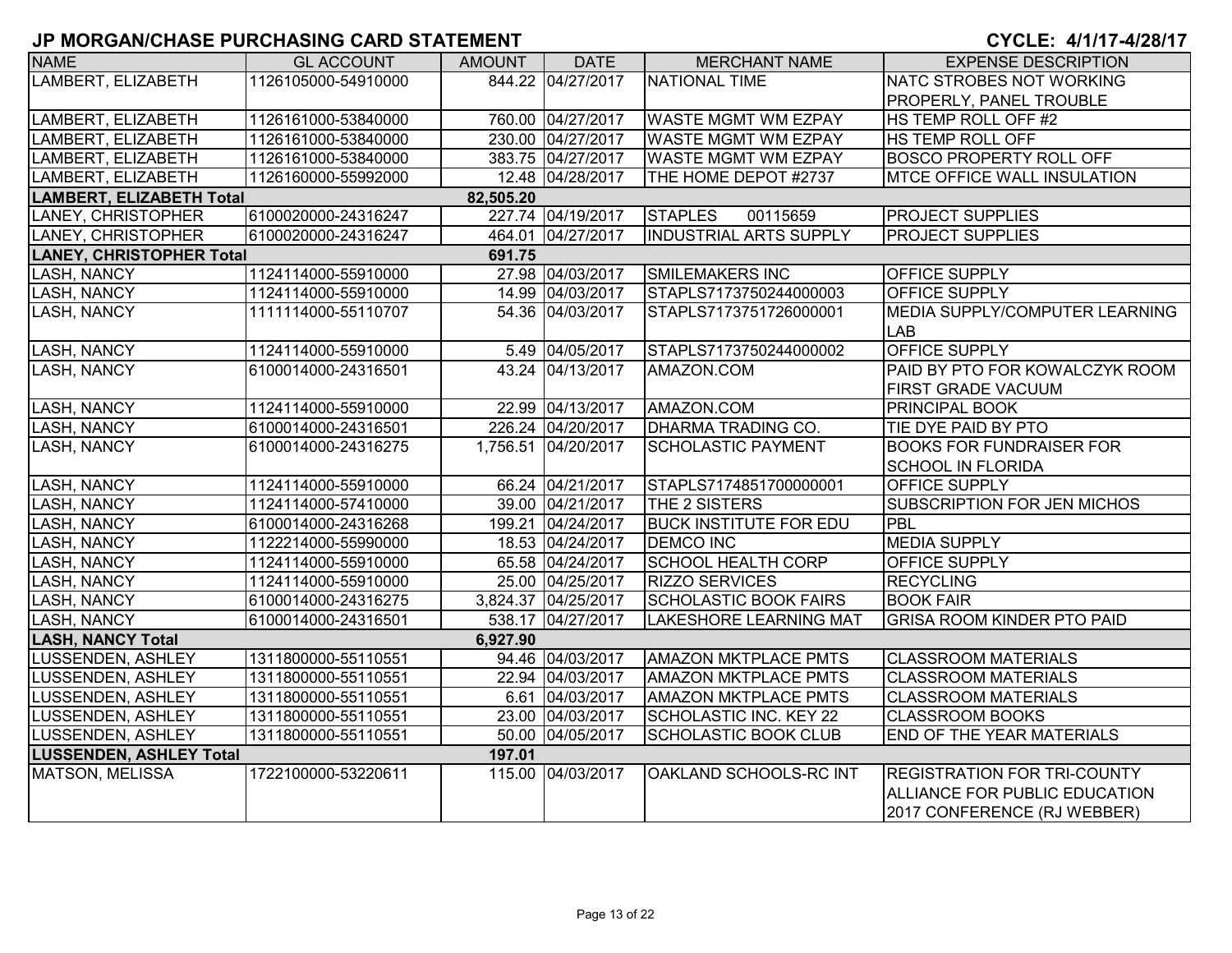# JP MORGAN/CHASE PURCHASING CARD STATEMENT

**CYCLE: 4/1/17-4/28/17**

| NAME | GL ACCOUNT | AMOUNT | DATE | MERCHANT NAME | EXPENSE DESCRIPTION |
|---|---|---|---|---|---|
| LAMBERT, ELIZABETH | 1126105000-54910000 | 844.22 | 04/27/2017 | NATIONAL TIME | NATC STROBES NOT WORKING PROPERLY, PANEL TROUBLE |
| LAMBERT, ELIZABETH | 1126161000-53840000 | 760.00 | 04/27/2017 | WASTE MGMT WM EZPAY | HS TEMP ROLL OFF #2 |
| LAMBERT, ELIZABETH | 1126161000-53840000 | 230.00 | 04/27/2017 | WASTE MGMT WM EZPAY | HS TEMP ROLL OFF |
| LAMBERT, ELIZABETH | 1126161000-53840000 | 383.75 | 04/27/2017 | WASTE MGMT WM EZPAY | BOSCO PROPERTY ROLL OFF |
| LAMBERT, ELIZABETH | 1126160000-55992000 | 12.48 | 04/28/2017 | THE HOME DEPOT #2737 | MTCE OFFICE WALL INSULATION |
| **LAMBERT, ELIZABETH Total** | | **82,505.20** | | | |
| LANEY, CHRISTOPHER | 6100020000-24316247 | 227.74 | 04/19/2017 | STAPLES 00115659 | PROJECT SUPPLIES |
| LANEY, CHRISTOPHER | 6100020000-24316247 | 464.01 | 04/27/2017 | INDUSTRIAL ARTS SUPPLY | PROJECT SUPPLIES |
| **LANEY, CHRISTOPHER Total** | | **691.75** | | | |
| LASH, NANCY | 1124114000-55910000 | 27.98 | 04/03/2017 | SMILEMAKERS INC | OFFICE SUPPLY |
| LASH, NANCY | 1124114000-55910000 | 14.99 | 04/03/2017 | STAPLS7173750244000003 | OFFICE SUPPLY |
| LASH, NANCY | 1111114000-55110707 | 54.36 | 04/03/2017 | STAPLS7173751726000001 | MEDIA SUPPLY/COMPUTER LEARNING LAB |
| LASH, NANCY | 1124114000-55910000 | 5.49 | 04/05/2017 | STAPLS7173750244000002 | OFFICE SUPPLY |
| LASH, NANCY | 6100014000-24316501 | 43.24 | 04/13/2017 | AMAZON.COM | PAID BY PTO FOR KOWALCZYK ROOM FIRST GRADE VACUUM |
| LASH, NANCY | 1124114000-55910000 | 22.99 | 04/13/2017 | AMAZON.COM | PRINCIPAL BOOK |
| LASH, NANCY | 6100014000-24316501 | 226.24 | 04/20/2017 | DHARMA TRADING CO. | TIE DYE PAID BY PTO |
| LASH, NANCY | 6100014000-24316275 | 1,756.51 | 04/20/2017 | SCHOLASTIC PAYMENT | BOOKS FOR FUNDRAISER FOR SCHOOL IN FLORIDA |
| LASH, NANCY | 1124114000-55910000 | 66.24 | 04/21/2017 | STAPLS7174851700000001 | OFFICE SUPPLY |
| LASH, NANCY | 1124114000-57410000 | 39.00 | 04/21/2017 | THE 2 SISTERS | SUBSCRIPTION FOR JEN MICHOS |
| LASH, NANCY | 6100014000-24316268 | 199.21 | 04/24/2017 | BUCK INSTITUTE FOR EDU | PBL |
| LASH, NANCY | 1122214000-55990000 | 18.53 | 04/24/2017 | DEMCO INC | MEDIA SUPPLY |
| LASH, NANCY | 1124114000-55910000 | 65.58 | 04/24/2017 | SCHOOL HEALTH CORP | OFFICE SUPPLY |
| LASH, NANCY | 1124114000-55910000 | 25.00 | 04/25/2017 | RIZZO SERVICES | RECYCLING |
| LASH, NANCY | 6100014000-24316275 | 3,824.37 | 04/25/2017 | SCHOLASTIC BOOK FAIRS | BOOK FAIR |
| LASH, NANCY | 6100014000-24316501 | 538.17 | 04/27/2017 | LAKESHORE LEARNING MAT | GRISA ROOM KINDER PTO PAID |
| **LASH, NANCY Total** | | **6,927.90** | | | |
| LUSSENDEN, ASHLEY | 1311800000-55110551 | 94.46 | 04/03/2017 | AMAZON MKTPLACE PMTS | CLASSROOM MATERIALS |
| LUSSENDEN, ASHLEY | 1311800000-55110551 | 22.94 | 04/03/2017 | AMAZON MKTPLACE PMTS | CLASSROOM MATERIALS |
| LUSSENDEN, ASHLEY | 1311800000-55110551 | 6.61 | 04/03/2017 | AMAZON MKTPLACE PMTS | CLASSROOM MATERIALS |
| LUSSENDEN, ASHLEY | 1311800000-55110551 | 23.00 | 04/03/2017 | SCHOLASTIC INC. KEY 22 | CLASSROOM BOOKS |
| LUSSENDEN, ASHLEY | 1311800000-55110551 | 50.00 | 04/05/2017 | SCHOLASTIC BOOK CLUB | END OF THE YEAR MATERIALS |
| **LUSSENDEN, ASHLEY Total** | | **197.01** | | | |
| MATSON, MELISSA | 1722100000-53220611 | 115.00 | 04/03/2017 | OAKLAND SCHOOLS-RC INT | REGISTRATION FOR TRI-COUNTY ALLIANCE FOR PUBLIC EDUCATION 2017 CONFERENCE (RJ WEBBER) |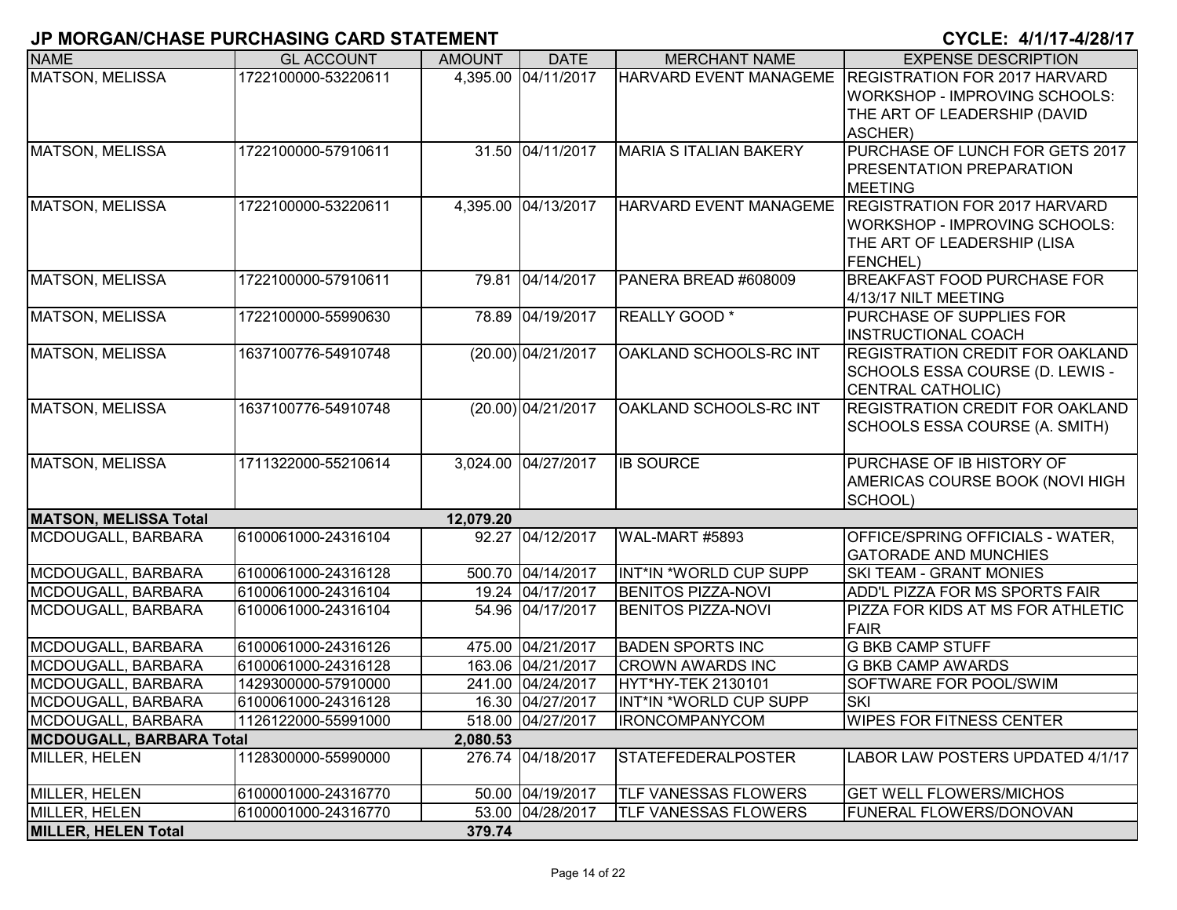**JP MORGAN/CHASE PURCHASING CARD STATEMENT** **CYCLE: 4/1/17-4/28/17**

| NAME | GL ACCOUNT | AMOUNT | DATE | MERCHANT NAME | EXPENSE DESCRIPTION |
|---|---|---|---|---|---|
| MATSON, MELISSA | 1722100000-53220611 | 4,395.00 | 04/11/2017 | HARVARD EVENT MANAGEME | REGISTRATION FOR 2017 HARVARD WORKSHOP - IMPROVING SCHOOLS: THE ART OF LEADERSHIP (DAVID ASCHER) |
| MATSON, MELISSA | 1722100000-57910611 | 31.50 | 04/11/2017 | MARIA S ITALIAN BAKERY | PURCHASE OF LUNCH FOR GETS 2017 PRESENTATION PREPARATION MEETING |
| MATSON, MELISSA | 1722100000-53220611 | 4,395.00 | 04/13/2017 | HARVARD EVENT MANAGEME | REGISTRATION FOR 2017 HARVARD WORKSHOP - IMPROVING SCHOOLS: THE ART OF LEADERSHIP (LISA FENCHEL) |
| MATSON, MELISSA | 1722100000-57910611 | 79.81 | 04/14/2017 | PANERA BREAD #608009 | BREAKFAST FOOD PURCHASE FOR 4/13/17 NILT MEETING |
| MATSON, MELISSA | 1722100000-55990630 | 78.89 | 04/19/2017 | REALLY GOOD * | PURCHASE OF SUPPLIES FOR INSTRUCTIONAL COACH |
| MATSON, MELISSA | 1637100776-54910748 | (20.00) | 04/21/2017 | OAKLAND SCHOOLS-RC INT | REGISTRATION CREDIT FOR OAKLAND SCHOOLS ESSA COURSE (D. LEWIS - CENTRAL CATHOLIC) |
| MATSON, MELISSA | 1637100776-54910748 | (20.00) | 04/21/2017 | OAKLAND SCHOOLS-RC INT | REGISTRATION CREDIT FOR OAKLAND SCHOOLS ESSA COURSE (A. SMITH) |
| MATSON, MELISSA | 1711322000-55210614 | 3,024.00 | 04/27/2017 | IB SOURCE | PURCHASE OF IB HISTORY OF AMERICAS COURSE BOOK (NOVI HIGH SCHOOL) |
| **MATSON, MELISSA Total** | | **12,079.20** | | | |
| MCDOUGALL, BARBARA | 6100061000-24316104 | 92.27 | 04/12/2017 | WAL-MART #5893 | OFFICE/SPRING OFFICIALS - WATER, GATORADE AND MUNCHIES |
| MCDOUGALL, BARBARA | 6100061000-24316128 | 500.70 | 04/14/2017 | INT*IN *WORLD CUP SUPP | SKI TEAM - GRANT MONIES |
| MCDOUGALL, BARBARA | 6100061000-24316104 | 19.24 | 04/17/2017 | BENITOS PIZZA-NOVI | ADD'L PIZZA FOR MS SPORTS FAIR |
| MCDOUGALL, BARBARA | 6100061000-24316104 | 54.96 | 04/17/2017 | BENITOS PIZZA-NOVI | PIZZA FOR KIDS AT MS FOR ATHLETIC FAIR |
| MCDOUGALL, BARBARA | 6100061000-24316126 | 475.00 | 04/21/2017 | BADEN SPORTS INC | G BKB CAMP STUFF |
| MCDOUGALL, BARBARA | 6100061000-24316128 | 163.06 | 04/21/2017 | CROWN AWARDS INC | G BKB CAMP AWARDS |
| MCDOUGALL, BARBARA | 1429300000-57910000 | 241.00 | 04/24/2017 | HYT*HY-TEK 2130101 | SOFTWARE FOR POOL/SWIM |
| MCDOUGALL, BARBARA | 6100061000-24316128 | 16.30 | 04/27/2017 | INT*IN *WORLD CUP SUPP | SKI |
| MCDOUGALL, BARBARA | 1126122000-55991000 | 518.00 | 04/27/2017 | IRONCOMPANYCOM | WIPES FOR FITNESS CENTER |
| **MCDOUGALL, BARBARA Total** | | **2,080.53** | | | |
| MILLER, HELEN | 1128300000-55990000 | 276.74 | 04/18/2017 | STATEFEDERALPOSTER | LABOR LAW POSTERS UPDATED 4/1/17 |
| MILLER, HELEN | 6100001000-24316770 | 50.00 | 04/19/2017 | TLF VANESSAS FLOWERS | GET WELL FLOWERS/MICHOS |
| MILLER, HELEN | 6100001000-24316770 | 53.00 | 04/28/2017 | TLF VANESSAS FLOWERS | FUNERAL FLOWERS/DONOVAN |
| **MILLER, HELEN Total** | | **379.74** | | | |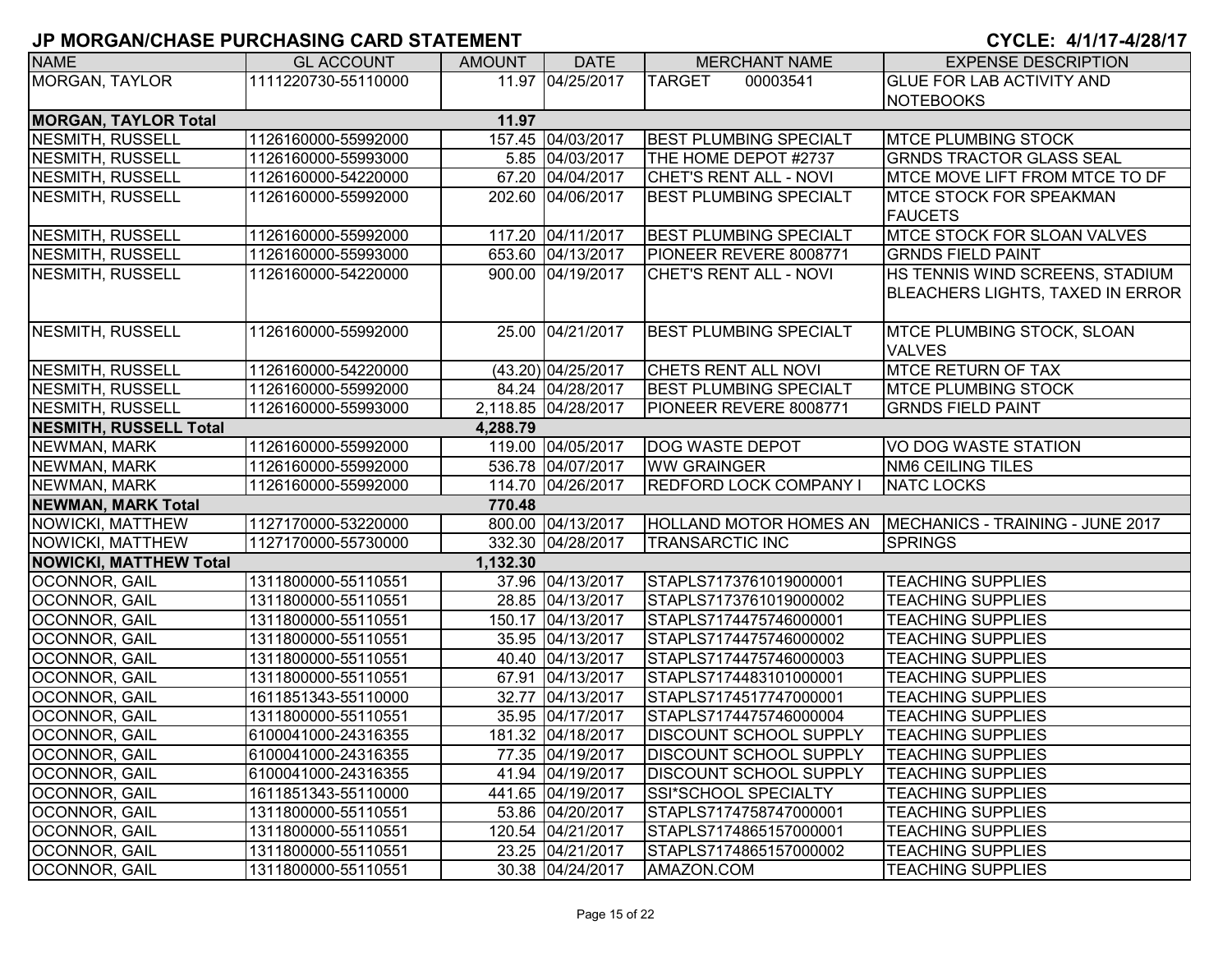## JP MORGAN/CHASE PURCHASING CARD STATEMENT

**CYCLE: 4/1/17-4/28/17**

| NAME | GL ACCOUNT | AMOUNT | DATE | MERCHANT NAME | EXPENSE DESCRIPTION |
|---|---|---|---|---|---|
| MORGAN, TAYLOR | 1111220730-55110000 | 11.97 | 04/25/2017 | TARGET 00003541 | GLUE FOR LAB ACTIVITY AND NOTEBOOKS |
| **MORGAN, TAYLOR Total** | | **11.97** | | | |
| NESMITH, RUSSELL | 1126160000-55992000 | 157.45 | 04/03/2017 | BEST PLUMBING SPECIALT | MTCE PLUMBING STOCK |
| NESMITH, RUSSELL | 1126160000-55993000 | 5.85 | 04/03/2017 | THE HOME DEPOT #2737 | GRNDS TRACTOR GLASS SEAL |
| NESMITH, RUSSELL | 1126160000-54220000 | 67.20 | 04/04/2017 | CHET'S RENT ALL - NOVI | MTCE MOVE LIFT FROM MTCE TO DF |
| NESMITH, RUSSELL | 1126160000-55992000 | 202.60 | 04/06/2017 | BEST PLUMBING SPECIALT | MTCE STOCK FOR SPEAKMAN FAUCETS |
| NESMITH, RUSSELL | 1126160000-55992000 | 117.20 | 04/11/2017 | BEST PLUMBING SPECIALT | MTCE STOCK FOR SLOAN VALVES |
| NESMITH, RUSSELL | 1126160000-55993000 | 653.60 | 04/13/2017 | PIONEER REVERE 8008771 | GRNDS FIELD PAINT |
| NESMITH, RUSSELL | 1126160000-54220000 | 900.00 | 04/19/2017 | CHET'S RENT ALL - NOVI | HS TENNIS WIND SCREENS, STADIUM BLEACHERS LIGHTS, TAXED IN ERROR |
| NESMITH, RUSSELL | 1126160000-55992000 | 25.00 | 04/21/2017 | BEST PLUMBING SPECIALT | MTCE PLUMBING STOCK, SLOAN VALVES |
| NESMITH, RUSSELL | 1126160000-54220000 | (43.20) | 04/25/2017 | CHETS RENT ALL NOVI | MTCE RETURN OF TAX |
| NESMITH, RUSSELL | 1126160000-55992000 | 84.24 | 04/28/2017 | BEST PLUMBING SPECIALT | MTCE PLUMBING STOCK |
| NESMITH, RUSSELL | 1126160000-55993000 | 2,118.85 | 04/28/2017 | PIONEER REVERE 8008771 | GRNDS FIELD PAINT |
| **NESMITH, RUSSELL Total** | | **4,288.79** | | | |
| NEWMAN, MARK | 1126160000-55992000 | 119.00 | 04/05/2017 | DOG WASTE DEPOT | VO DOG WASTE STATION |
| NEWMAN, MARK | 1126160000-55992000 | 536.78 | 04/07/2017 | WW GRAINGER | NM6 CEILING TILES |
| NEWMAN, MARK | 1126160000-55992000 | 114.70 | 04/26/2017 | REDFORD LOCK COMPANY I | NATC LOCKS |
| **NEWMAN, MARK Total** | | **770.48** | | | |
| NOWICKI, MATTHEW | 1127170000-53220000 | 800.00 | 04/13/2017 | HOLLAND MOTOR HOMES AN | MECHANICS - TRAINING - JUNE 2017 |
| NOWICKI, MATTHEW | 1127170000-55730000 | 332.30 | 04/28/2017 | TRANSARCTIC INC | SPRINGS |
| **NOWICKI, MATTHEW Total** | | **1,132.30** | | | |
| OCONNOR, GAIL | 1311800000-55110551 | 37.96 | 04/13/2017 | STAPLS7173761019000001 | TEACHING SUPPLIES |
| OCONNOR, GAIL | 1311800000-55110551 | 28.85 | 04/13/2017 | STAPLS7173761019000002 | TEACHING SUPPLIES |
| OCONNOR, GAIL | 1311800000-55110551 | 150.17 | 04/13/2017 | STAPLS7174475746000001 | TEACHING SUPPLIES |
| OCONNOR, GAIL | 1311800000-55110551 | 35.95 | 04/13/2017 | STAPLS7174475746000002 | TEACHING SUPPLIES |
| OCONNOR, GAIL | 1311800000-55110551 | 40.40 | 04/13/2017 | STAPLS7174475746000003 | TEACHING SUPPLIES |
| OCONNOR, GAIL | 1311800000-55110551 | 67.91 | 04/13/2017 | STAPLS7174483101000001 | TEACHING SUPPLIES |
| OCONNOR, GAIL | 1611851343-55110000 | 32.77 | 04/13/2017 | STAPLS7174517747000001 | TEACHING SUPPLIES |
| OCONNOR, GAIL | 1311800000-55110551 | 35.95 | 04/17/2017 | STAPLS7174475746000004 | TEACHING SUPPLIES |
| OCONNOR, GAIL | 6100041000-24316355 | 181.32 | 04/18/2017 | DISCOUNT SCHOOL SUPPLY | TEACHING SUPPLIES |
| OCONNOR, GAIL | 6100041000-24316355 | 77.35 | 04/19/2017 | DISCOUNT SCHOOL SUPPLY | TEACHING SUPPLIES |
| OCONNOR, GAIL | 6100041000-24316355 | 41.94 | 04/19/2017 | DISCOUNT SCHOOL SUPPLY | TEACHING SUPPLIES |
| OCONNOR, GAIL | 1611851343-55110000 | 441.65 | 04/19/2017 | SSI*SCHOOL SPECIALTY | TEACHING SUPPLIES |
| OCONNOR, GAIL | 1311800000-55110551 | 53.86 | 04/20/2017 | STAPLS7174758747000001 | TEACHING SUPPLIES |
| OCONNOR, GAIL | 1311800000-55110551 | 120.54 | 04/21/2017 | STAPLS7174865157000001 | TEACHING SUPPLIES |
| OCONNOR, GAIL | 1311800000-55110551 | 23.25 | 04/21/2017 | STAPLS7174865157000002 | TEACHING SUPPLIES |
| OCONNOR, GAIL | 1311800000-55110551 | 30.38 | 04/24/2017 | AMAZON.COM | TEACHING SUPPLIES |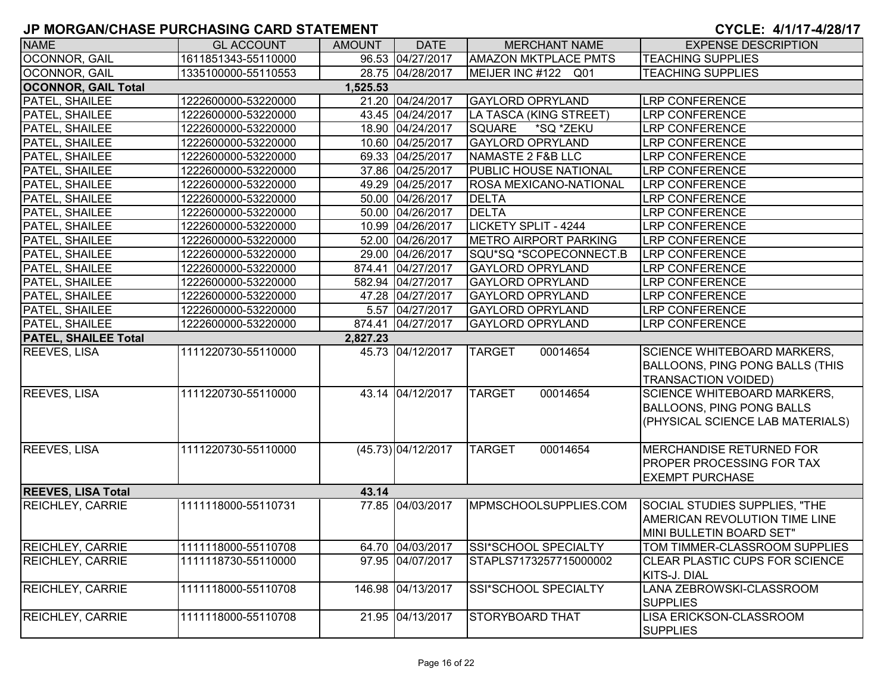## JP MORGAN/CHASE PURCHASING CARD STATEMENT

**CYCLE: 4/1/17-4/28/17**

| NAME | GL ACCOUNT | AMOUNT | DATE | MERCHANT NAME | EXPENSE DESCRIPTION |
|---|---|---|---|---|---|
| OCONNOR, GAIL | 1611851343-55110000 | 96.53 | 04/27/2017 | AMAZON MKTPLACE PMTS | TEACHING SUPPLIES |
| OCONNOR, GAIL | 1335100000-55110553 | 28.75 | 04/28/2017 | MEIJER INC #122 Q01 | TEACHING SUPPLIES |
| **OCONNOR, GAIL Total** | | **1,525.53** | | | |
| PATEL, SHAILEE | 1222600000-53220000 | 21.20 | 04/24/2017 | GAYLORD OPRYLAND | LRP CONFERENCE |
| PATEL, SHAILEE | 1222600000-53220000 | 43.45 | 04/24/2017 | LA TASCA (KING STREET) | LRP CONFERENCE |
| PATEL, SHAILEE | 1222600000-53220000 | 18.90 | 04/24/2017 | SQUARE *SQ *ZEKU | LRP CONFERENCE |
| PATEL, SHAILEE | 1222600000-53220000 | 10.60 | 04/25/2017 | GAYLORD OPRYLAND | LRP CONFERENCE |
| PATEL, SHAILEE | 1222600000-53220000 | 69.33 | 04/25/2017 | NAMASTE 2 F&B LLC | LRP CONFERENCE |
| PATEL, SHAILEE | 1222600000-53220000 | 37.86 | 04/25/2017 | PUBLIC HOUSE NATIONAL | LRP CONFERENCE |
| PATEL, SHAILEE | 1222600000-53220000 | 49.29 | 04/25/2017 | ROSA MEXICANO-NATIONAL | LRP CONFERENCE |
| PATEL, SHAILEE | 1222600000-53220000 | 50.00 | 04/26/2017 | DELTA | LRP CONFERENCE |
| PATEL, SHAILEE | 1222600000-53220000 | 50.00 | 04/26/2017 | DELTA | LRP CONFERENCE |
| PATEL, SHAILEE | 1222600000-53220000 | 10.99 | 04/26/2017 | LICKETY SPLIT - 4244 | LRP CONFERENCE |
| PATEL, SHAILEE | 1222600000-53220000 | 52.00 | 04/26/2017 | METRO AIRPORT PARKING | LRP CONFERENCE |
| PATEL, SHAILEE | 1222600000-53220000 | 29.00 | 04/26/2017 | SQU*SQ *SCOPECONNECT.B | LRP CONFERENCE |
| PATEL, SHAILEE | 1222600000-53220000 | 874.41 | 04/27/2017 | GAYLORD OPRYLAND | LRP CONFERENCE |
| PATEL, SHAILEE | 1222600000-53220000 | 582.94 | 04/27/2017 | GAYLORD OPRYLAND | LRP CONFERENCE |
| PATEL, SHAILEE | 1222600000-53220000 | 47.28 | 04/27/2017 | GAYLORD OPRYLAND | LRP CONFERENCE |
| PATEL, SHAILEE | 1222600000-53220000 | 5.57 | 04/27/2017 | GAYLORD OPRYLAND | LRP CONFERENCE |
| PATEL, SHAILEE | 1222600000-53220000 | 874.41 | 04/27/2017 | GAYLORD OPRYLAND | LRP CONFERENCE |
| **PATEL, SHAILEE Total** | | **2,827.23** | | | |
| REEVES, LISA | 1111220730-55110000 | 45.73 | 04/12/2017 | TARGET 00014654 | SCIENCE WHITEBOARD MARKERS, BALLOONS, PING PONG BALLS (THIS TRANSACTION VOIDED) |
| REEVES, LISA | 1111220730-55110000 | 43.14 | 04/12/2017 | TARGET 00014654 | SCIENCE WHITEBOARD MARKERS, BALLOONS, PING PONG BALLS (PHYSICAL SCIENCE LAB MATERIALS) |
| REEVES, LISA | 1111220730-55110000 | (45.73) | 04/12/2017 | TARGET 00014654 | MERCHANDISE RETURNED FOR PROPER PROCESSING FOR TAX EXEMPT PURCHASE |
| **REEVES, LISA Total** | | **43.14** | | | |
| REICHLEY, CARRIE | 1111118000-55110731 | 77.85 | 04/03/2017 | MPMSCHOOLSUPPLIES.COM | SOCIAL STUDIES SUPPLIES, "THE AMERICAN REVOLUTION TIME LINE MINI BULLETIN BOARD SET" |
| REICHLEY, CARRIE | 1111118000-55110708 | 64.70 | 04/03/2017 | SSI*SCHOOL SPECIALTY | TOM TIMMER-CLASSROOM SUPPLIES |
| REICHLEY, CARRIE | 1111118730-55110000 | 97.95 | 04/07/2017 | STAPLS7173257715000002 | CLEAR PLASTIC CUPS FOR SCIENCE KITS-J. DIAL |
| REICHLEY, CARRIE | 1111118000-55110708 | 146.98 | 04/13/2017 | SSI*SCHOOL SPECIALTY | LANA ZEBROWSKI-CLASSROOM SUPPLIES |
| REICHLEY, CARRIE | 1111118000-55110708 | 21.95 | 04/13/2017 | STORYBOARD THAT | LISA ERICKSON-CLASSROOM SUPPLIES |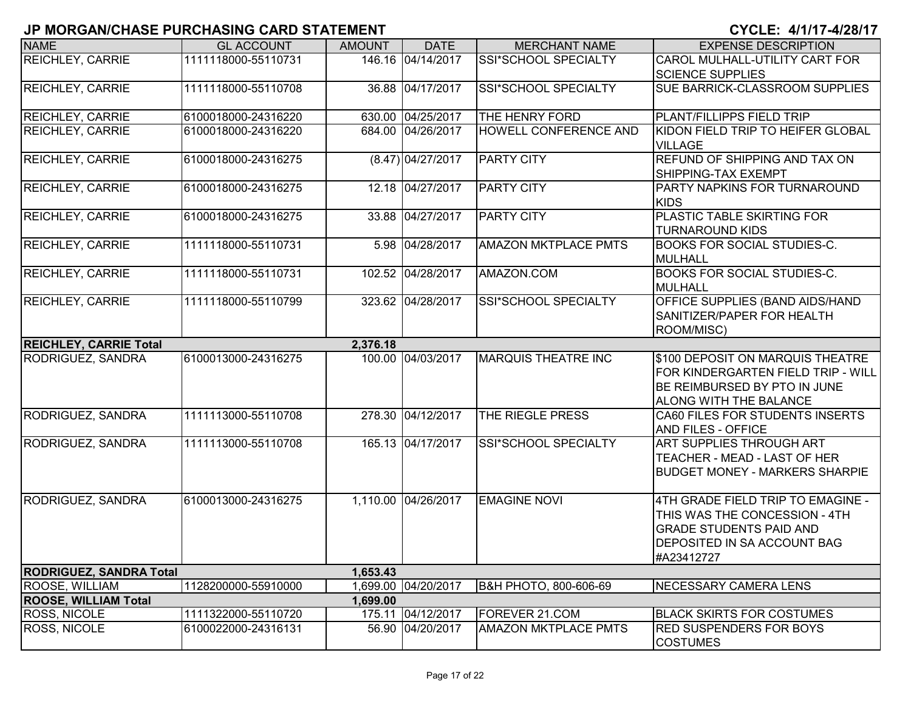## JP MORGAN/CHASE PURCHASING CARD STATEMENT

**CYCLE: 4/1/17-4/28/17**

| NAME | GL ACCOUNT | AMOUNT | DATE | MERCHANT NAME | EXPENSE DESCRIPTION |
|---|---|---|---|---|---|
| REICHLEY, CARRIE | 1111118000-55110731 | 146.16 | 04/14/2017 | SSI*SCHOOL SPECIALTY | CAROL MULHALL-UTILITY CART FOR SCIENCE SUPPLIES |
| REICHLEY, CARRIE | 1111118000-55110708 | 36.88 | 04/17/2017 | SSI*SCHOOL SPECIALTY | SUE BARRICK-CLASSROOM SUPPLIES |
| REICHLEY, CARRIE | 6100018000-24316220 | 630.00 | 04/25/2017 | THE HENRY FORD | PLANT/FILLIPPS FIELD TRIP |
| REICHLEY, CARRIE | 6100018000-24316220 | 684.00 | 04/26/2017 | HOWELL CONFERENCE AND | KIDON FIELD TRIP TO HEIFER GLOBAL VILLAGE |
| REICHLEY, CARRIE | 6100018000-24316275 | (8.47) | 04/27/2017 | PARTY CITY | REFUND OF SHIPPING AND TAX ON SHIPPING-TAX EXEMPT |
| REICHLEY, CARRIE | 6100018000-24316275 | 12.18 | 04/27/2017 | PARTY CITY | PARTY NAPKINS FOR TURNAROUND KIDS |
| REICHLEY, CARRIE | 6100018000-24316275 | 33.88 | 04/27/2017 | PARTY CITY | PLASTIC TABLE SKIRTING FOR TURNAROUND KIDS |
| REICHLEY, CARRIE | 1111118000-55110731 | 5.98 | 04/28/2017 | AMAZON MKTPLACE PMTS | BOOKS FOR SOCIAL STUDIES-C. MULHALL |
| REICHLEY, CARRIE | 1111118000-55110731 | 102.52 | 04/28/2017 | AMAZON.COM | BOOKS FOR SOCIAL STUDIES-C. MULHALL |
| REICHLEY, CARRIE | 1111118000-55110799 | 323.62 | 04/28/2017 | SSI*SCHOOL SPECIALTY | OFFICE SUPPLIES (BAND AIDS/HAND SANITIZER/PAPER FOR HEALTH ROOM/MISC) |
| **REICHLEY, CARRIE Total** | | **2,376.18** | | | |
| RODRIGUEZ, SANDRA | 6100013000-24316275 | 100.00 | 04/03/2017 | MARQUIS THEATRE INC | $100 DEPOSIT ON MARQUIS THEATRE FOR KINDERGARTEN FIELD TRIP - WILL BE REIMBURSED BY PTO IN JUNE ALONG WITH THE BALANCE |
| RODRIGUEZ, SANDRA | 1111113000-55110708 | 278.30 | 04/12/2017 | THE RIEGLE PRESS | CA60 FILES FOR STUDENTS INSERTS AND FILES - OFFICE |
| RODRIGUEZ, SANDRA | 1111113000-55110708 | 165.13 | 04/17/2017 | SSI*SCHOOL SPECIALTY | ART SUPPLIES THROUGH ART TEACHER - MEAD - LAST OF HER BUDGET MONEY - MARKERS SHARPIE |
| RODRIGUEZ, SANDRA | 6100013000-24316275 | 1,110.00 | 04/26/2017 | EMAGINE NOVI | 4TH GRADE FIELD TRIP TO EMAGINE - THIS WAS THE CONCESSION - 4TH GRADE STUDENTS PAID AND DEPOSITED IN SA ACCOUNT BAG #A23412727 |
| **RODRIGUEZ, SANDRA Total** | | **1,653.43** | | | |
| ROOSE, WILLIAM | 1128200000-55910000 | 1,699.00 | 04/20/2017 | B&H PHOTO, 800-606-69 | NECESSARY CAMERA LENS |
| **ROOSE, WILLIAM Total** | | **1,699.00** | | | |
| ROSS, NICOLE | 1111322000-55110720 | 175.11 | 04/12/2017 | FOREVER 21.COM | BLACK SKIRTS FOR COSTUMES |
| ROSS, NICOLE | 6100022000-24316131 | 56.90 | 04/20/2017 | AMAZON MKTPLACE PMTS | RED SUSPENDERS FOR BOYS COSTUMES |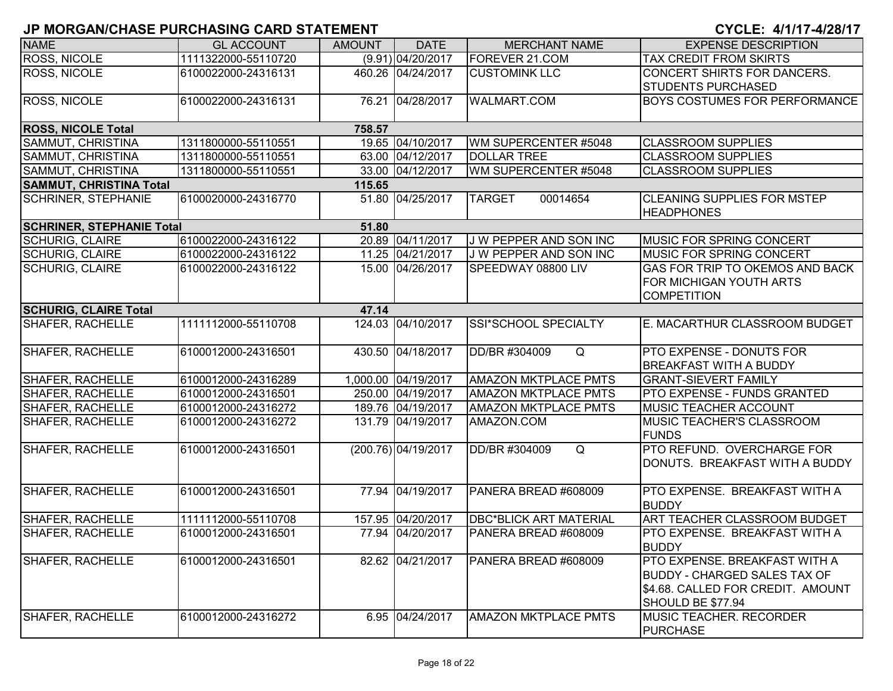## JP MORGAN/CHASE PURCHASING CARD STATEMENT

**CYCLE: 4/1/17-4/28/17**

| NAME | GL ACCOUNT | AMOUNT | DATE | MERCHANT NAME | EXPENSE DESCRIPTION |
|---|---|---|---|---|---|
| ROSS, NICOLE | 1111322000-55110720 | (9.91) | 04/20/2017 | FOREVER 21.COM | TAX CREDIT FROM SKIRTS |
| ROSS, NICOLE | 6100022000-24316131 | 460.26 | 04/24/2017 | CUSTOMINK LLC | CONCERT SHIRTS FOR DANCERS. STUDENTS PURCHASED |
| ROSS, NICOLE | 6100022000-24316131 | 76.21 | 04/28/2017 | WALMART.COM | BOYS COSTUMES FOR PERFORMANCE |
| **ROSS, NICOLE Total** | | **758.57** | | | |
| SAMMUT, CHRISTINA | 1311800000-55110551 | 19.65 | 04/10/2017 | WM SUPERCENTER #5048 | CLASSROOM SUPPLIES |
| SAMMUT, CHRISTINA | 1311800000-55110551 | 63.00 | 04/12/2017 | DOLLAR TREE | CLASSROOM SUPPLIES |
| SAMMUT, CHRISTINA | 1311800000-55110551 | 33.00 | 04/12/2017 | WM SUPERCENTER #5048 | CLASSROOM SUPPLIES |
| **SAMMUT, CHRISTINA Total** | | **115.65** | | | |
| SCHRINER, STEPHANIE | 6100020000-24316770 | 51.80 | 04/25/2017 | TARGET 00014654 | CLEANING SUPPLIES FOR MSTEP HEADPHONES |
| **SCHRINER, STEPHANIE Total** | | **51.80** | | | |
| SCHURIG, CLAIRE | 6100022000-24316122 | 20.89 | 04/11/2017 | J W PEPPER AND SON INC | MUSIC FOR SPRING CONCERT |
| SCHURIG, CLAIRE | 6100022000-24316122 | 11.25 | 04/21/2017 | J W PEPPER AND SON INC | MUSIC FOR SPRING CONCERT |
| SCHURIG, CLAIRE | 6100022000-24316122 | 15.00 | 04/26/2017 | SPEEDWAY 08800 LIV | GAS FOR TRIP TO OKEMOS AND BACK FOR MICHIGAN YOUTH ARTS COMPETITION |
| **SCHURIG, CLAIRE Total** | | **47.14** | | | |
| SHAFER, RACHELLE | 1111112000-55110708 | 124.03 | 04/10/2017 | SSI*SCHOOL SPECIALTY | E. MACARTHUR CLASSROOM BUDGET |
| SHAFER, RACHELLE | 6100012000-24316501 | 430.50 | 04/18/2017 | DD/BR #304009 Q | PTO EXPENSE - DONUTS FOR BREAKFAST WITH A BUDDY |
| SHAFER, RACHELLE | 6100012000-24316289 | 1,000.00 | 04/19/2017 | AMAZON MKTPLACE PMTS | GRANT-SIEVERT FAMILY |
| SHAFER, RACHELLE | 6100012000-24316501 | 250.00 | 04/19/2017 | AMAZON MKTPLACE PMTS | PTO EXPENSE - FUNDS GRANTED |
| SHAFER, RACHELLE | 6100012000-24316272 | 189.76 | 04/19/2017 | AMAZON MKTPLACE PMTS | MUSIC TEACHER ACCOUNT |
| SHAFER, RACHELLE | 6100012000-24316272 | 131.79 | 04/19/2017 | AMAZON.COM | MUSIC TEACHER'S CLASSROOM FUNDS |
| SHAFER, RACHELLE | 6100012000-24316501 | (200.76) | 04/19/2017 | DD/BR #304009 Q | PTO REFUND. OVERCHARGE FOR DONUTS. BREAKFAST WITH A BUDDY |
| SHAFER, RACHELLE | 6100012000-24316501 | 77.94 | 04/19/2017 | PANERA BREAD #608009 | PTO EXPENSE. BREAKFAST WITH A BUDDY |
| SHAFER, RACHELLE | 1111112000-55110708 | 157.95 | 04/20/2017 | DBC*BLICK ART MATERIAL | ART TEACHER CLASSROOM BUDGET |
| SHAFER, RACHELLE | 6100012000-24316501 | 77.94 | 04/20/2017 | PANERA BREAD #608009 | PTO EXPENSE. BREAKFAST WITH A BUDDY |
| SHAFER, RACHELLE | 6100012000-24316501 | 82.62 | 04/21/2017 | PANERA BREAD #608009 | PTO EXPENSE. BREAKFAST WITH A BUDDY - CHARGED SALES TAX OF $4.68. CALLED FOR CREDIT. AMOUNT SHOULD BE $77.94 |
| SHAFER, RACHELLE | 6100012000-24316272 | 6.95 | 04/24/2017 | AMAZON MKTPLACE PMTS | MUSIC TEACHER. RECORDER PURCHASE |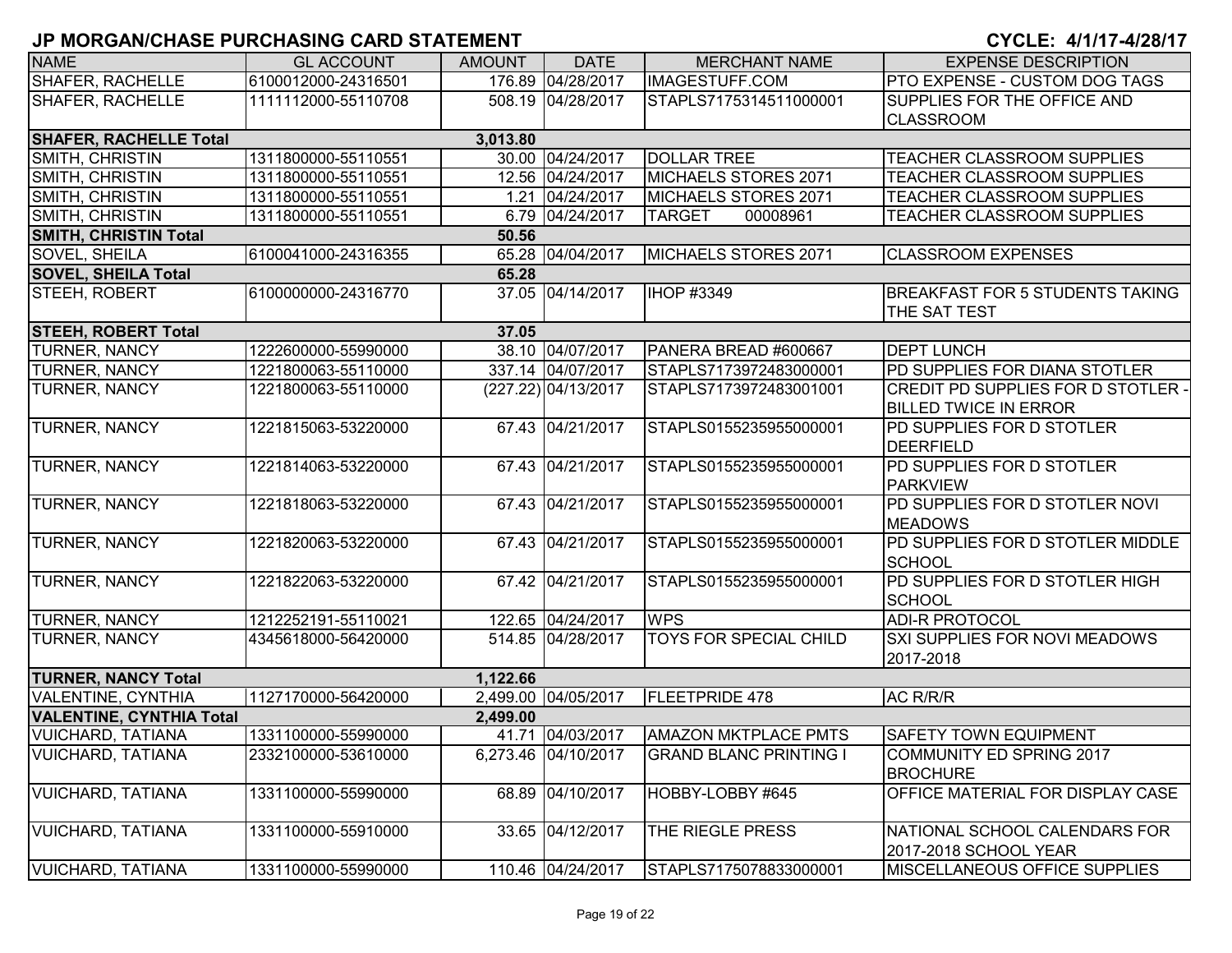## JP MORGAN/CHASE PURCHASING CARD STATEMENT

**CYCLE: 4/1/17-4/28/17**

| NAME | GL ACCOUNT | AMOUNT | DATE | MERCHANT NAME | EXPENSE DESCRIPTION |
|---|---|---|---|---|---|
| SHAFER, RACHELLE | 6100012000-24316501 | 176.89 | 04/28/2017 | IMAGESTUFF.COM | PTO EXPENSE - CUSTOM DOG TAGS |
| SHAFER, RACHELLE | 1111112000-55110708 | 508.19 | 04/28/2017 | STAPLS7175314511000001 | SUPPLIES FOR THE OFFICE AND CLASSROOM |
| **SHAFER, RACHELLE Total** | | **3,013.80** | | | |
| SMITH, CHRISTIN | 1311800000-55110551 | 30.00 | 04/24/2017 | DOLLAR TREE | TEACHER CLASSROOM SUPPLIES |
| SMITH, CHRISTIN | 1311800000-55110551 | 12.56 | 04/24/2017 | MICHAELS STORES 2071 | TEACHER CLASSROOM SUPPLIES |
| SMITH, CHRISTIN | 1311800000-55110551 | 1.21 | 04/24/2017 | MICHAELS STORES 2071 | TEACHER CLASSROOM SUPPLIES |
| SMITH, CHRISTIN | 1311800000-55110551 | 6.79 | 04/24/2017 | TARGET 00008961 | TEACHER CLASSROOM SUPPLIES |
| **SMITH, CHRISTIN Total** | | **50.56** | | | |
| SOVEL, SHEILA | 6100041000-24316355 | 65.28 | 04/04/2017 | MICHAELS STORES 2071 | CLASSROOM EXPENSES |
| **SOVEL, SHEILA Total** | | **65.28** | | | |
| STEEH, ROBERT | 6100000000-24316770 | 37.05 | 04/14/2017 | IHOP #3349 | BREAKFAST FOR 5 STUDENTS TAKING THE SAT TEST |
| **STEEH, ROBERT Total** | | **37.05** | | | |
| TURNER, NANCY | 1222600000-55990000 | 38.10 | 04/07/2017 | PANERA BREAD #600667 | DEPT LUNCH |
| TURNER, NANCY | 1221800063-55110000 | 337.14 | 04/07/2017 | STAPLS7173972483000001 | PD SUPPLIES FOR DIANA STOTLER |
| TURNER, NANCY | 1221800063-55110000 | (227.22) | 04/13/2017 | STAPLS7173972483001001 | CREDIT PD SUPPLIES FOR D STOTLER - BILLED TWICE IN ERROR |
| TURNER, NANCY | 1221815063-53220000 | 67.43 | 04/21/2017 | STAPLS0155235955000001 | PD SUPPLIES FOR D STOTLER DEERFIELD |
| TURNER, NANCY | 1221814063-53220000 | 67.43 | 04/21/2017 | STAPLS0155235955000001 | PD SUPPLIES FOR D STOTLER PARKVIEW |
| TURNER, NANCY | 1221818063-53220000 | 67.43 | 04/21/2017 | STAPLS0155235955000001 | PD SUPPLIES FOR D STOTLER NOVI MEADOWS |
| TURNER, NANCY | 1221820063-53220000 | 67.43 | 04/21/2017 | STAPLS0155235955000001 | PD SUPPLIES FOR D STOTLER MIDDLE SCHOOL |
| TURNER, NANCY | 1221822063-53220000 | 67.42 | 04/21/2017 | STAPLS0155235955000001 | PD SUPPLIES FOR D STOTLER HIGH SCHOOL |
| TURNER, NANCY | 1212252191-55110021 | 122.65 | 04/24/2017 | WPS | ADI-R PROTOCOL |
| TURNER, NANCY | 4345618000-56420000 | 514.85 | 04/28/2017 | TOYS FOR SPECIAL CHILD | SXI SUPPLIES FOR NOVI MEADOWS 2017-2018 |
| **TURNER, NANCY Total** | | **1,122.66** | | | |
| VALENTINE, CYNTHIA | 1127170000-56420000 | 2,499.00 | 04/05/2017 | FLEETPRIDE 478 | AC R/R/R |
| **VALENTINE, CYNTHIA Total** | | **2,499.00** | | | |
| VUICHARD, TATIANA | 1331100000-55990000 | 41.71 | 04/03/2017 | AMAZON MKTPLACE PMTS | SAFETY TOWN EQUIPMENT |
| VUICHARD, TATIANA | 2332100000-53610000 | 6,273.46 | 04/10/2017 | GRAND BLANC PRINTING I | COMMUNITY ED SPRING 2017 BROCHURE |
| VUICHARD, TATIANA | 1331100000-55990000 | 68.89 | 04/10/2017 | HOBBY-LOBBY #645 | OFFICE MATERIAL FOR DISPLAY CASE |
| VUICHARD, TATIANA | 1331100000-55910000 | 33.65 | 04/12/2017 | THE RIEGLE PRESS | NATIONAL SCHOOL CALENDARS FOR 2017-2018 SCHOOL YEAR |
| VUICHARD, TATIANA | 1331100000-55990000 | 110.46 | 04/24/2017 | STAPLS7175078833000001 | MISCELLANEOUS OFFICE SUPPLIES |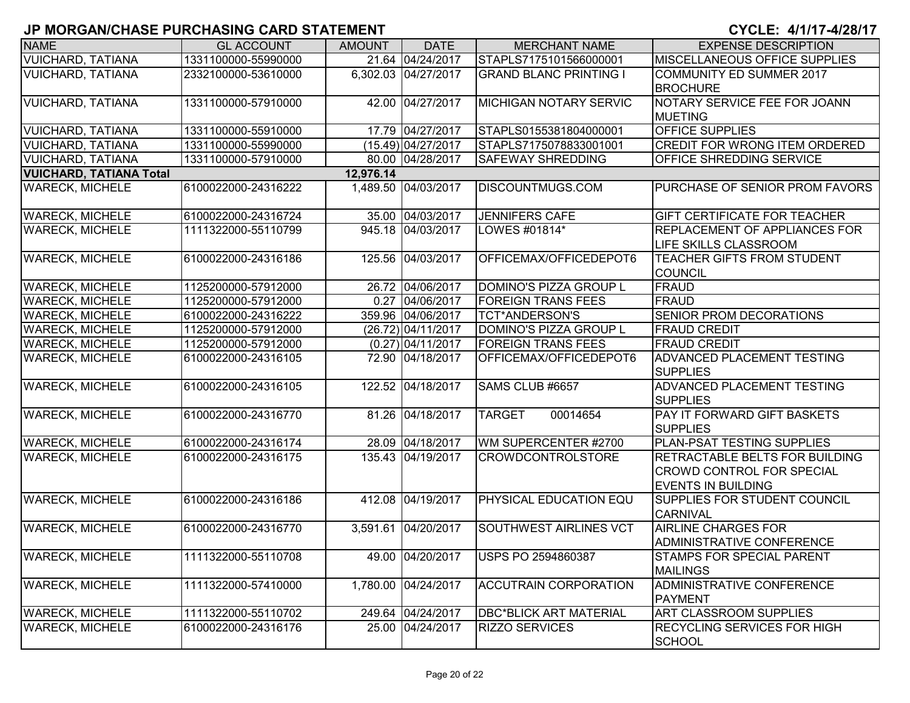## JP MORGAN/CHASE PURCHASING CARD STATEMENT

**CYCLE: 4/1/17-4/28/17**

| NAME | GL ACCOUNT | AMOUNT | DATE | MERCHANT NAME | EXPENSE DESCRIPTION |
|---|---|---|---|---|---|
| VUICHARD, TATIANA | 1331100000-55990000 | 21.64 | 04/24/2017 | STAPLS7175101566000001 | MISCELLANEOUS OFFICE SUPPLIES |
| VUICHARD, TATIANA | 2332100000-53610000 | 6,302.03 | 04/27/2017 | GRAND BLANC PRINTING I | COMMUNITY ED SUMMER 2017 BROCHURE |
| VUICHARD, TATIANA | 1331100000-57910000 | 42.00 | 04/27/2017 | MICHIGAN NOTARY SERVIC | NOTARY SERVICE FEE FOR JOANN MUETING |
| VUICHARD, TATIANA | 1331100000-55910000 | 17.79 | 04/27/2017 | STAPLS0155381804000001 | OFFICE SUPPLIES |
| VUICHARD, TATIANA | 1331100000-55990000 | (15.49) | 04/27/2017 | STAPLS7175078833001001 | CREDIT FOR WRONG ITEM ORDERED |
| VUICHARD, TATIANA | 1331100000-57910000 | 80.00 | 04/28/2017 | SAFEWAY SHREDDING | OFFICE SHREDDING SERVICE |
| **VUICHARD, TATIANA Total** | | **12,976.14** | | | |
| WARECK, MICHELE | 6100022000-24316222 | 1,489.50 | 04/03/2017 | DISCOUNTMUGS.COM | PURCHASE OF SENIOR PROM FAVORS |
| WARECK, MICHELE | 6100022000-24316724 | 35.00 | 04/03/2017 | JENNIFERS CAFE | GIFT CERTIFICATE FOR TEACHER |
| WARECK, MICHELE | 1111322000-55110799 | 945.18 | 04/03/2017 | LOWES #01814* | REPLACEMENT OF APPLIANCES FOR LIFE SKILLS CLASSROOM |
| WARECK, MICHELE | 6100022000-24316186 | 125.56 | 04/03/2017 | OFFICEMAX/OFFICEDEPOT6 | TEACHER GIFTS FROM STUDENT COUNCIL |
| WARECK, MICHELE | 1125200000-57912000 | 26.72 | 04/06/2017 | DOMINO'S PIZZA GROUP L | FRAUD |
| WARECK, MICHELE | 1125200000-57912000 | 0.27 | 04/06/2017 | FOREIGN TRANS FEES | FRAUD |
| WARECK, MICHELE | 6100022000-24316222 | 359.96 | 04/06/2017 | TCT*ANDERSON'S | SENIOR PROM DECORATIONS |
| WARECK, MICHELE | 1125200000-57912000 | (26.72) | 04/11/2017 | DOMINO'S PIZZA GROUP L | FRAUD CREDIT |
| WARECK, MICHELE | 1125200000-57912000 | (0.27) | 04/11/2017 | FOREIGN TRANS FEES | FRAUD CREDIT |
| WARECK, MICHELE | 6100022000-24316105 | 72.90 | 04/18/2017 | OFFICEMAX/OFFICEDEPOT6 | ADVANCED PLACEMENT TESTING SUPPLIES |
| WARECK, MICHELE | 6100022000-24316105 | 122.52 | 04/18/2017 | SAMS CLUB #6657 | ADVANCED PLACEMENT TESTING SUPPLIES |
| WARECK, MICHELE | 6100022000-24316770 | 81.26 | 04/18/2017 | TARGET 00014654 | PAY IT FORWARD GIFT BASKETS SUPPLIES |
| WARECK, MICHELE | 6100022000-24316174 | 28.09 | 04/18/2017 | WM SUPERCENTER #2700 | PLAN-PSAT TESTING SUPPLIES |
| WARECK, MICHELE | 6100022000-24316175 | 135.43 | 04/19/2017 | CROWDCONTROLSTORE | RETRACTABLE BELTS FOR BUILDING CROWD CONTROL FOR SPECIAL EVENTS IN BUILDING |
| WARECK, MICHELE | 6100022000-24316186 | 412.08 | 04/19/2017 | PHYSICAL EDUCATION EQU | SUPPLIES FOR STUDENT COUNCIL CARNIVAL |
| WARECK, MICHELE | 6100022000-24316770 | 3,591.61 | 04/20/2017 | SOUTHWEST AIRLINES VCT | AIRLINE CHARGES FOR ADMINISTRATIVE CONFERENCE |
| WARECK, MICHELE | 1111322000-55110708 | 49.00 | 04/20/2017 | USPS PO 2594860387 | STAMPS FOR SPECIAL PARENT MAILINGS |
| WARECK, MICHELE | 1111322000-57410000 | 1,780.00 | 04/24/2017 | ACCUTRAIN CORPORATION | ADMINISTRATIVE CONFERENCE PAYMENT |
| WARECK, MICHELE | 1111322000-55110702 | 249.64 | 04/24/2017 | DBC*BLICK ART MATERIAL | ART CLASSROOM SUPPLIES |
| WARECK, MICHELE | 6100022000-24316176 | 25.00 | 04/24/2017 | RIZZO SERVICES | RECYCLING SERVICES FOR HIGH SCHOOL |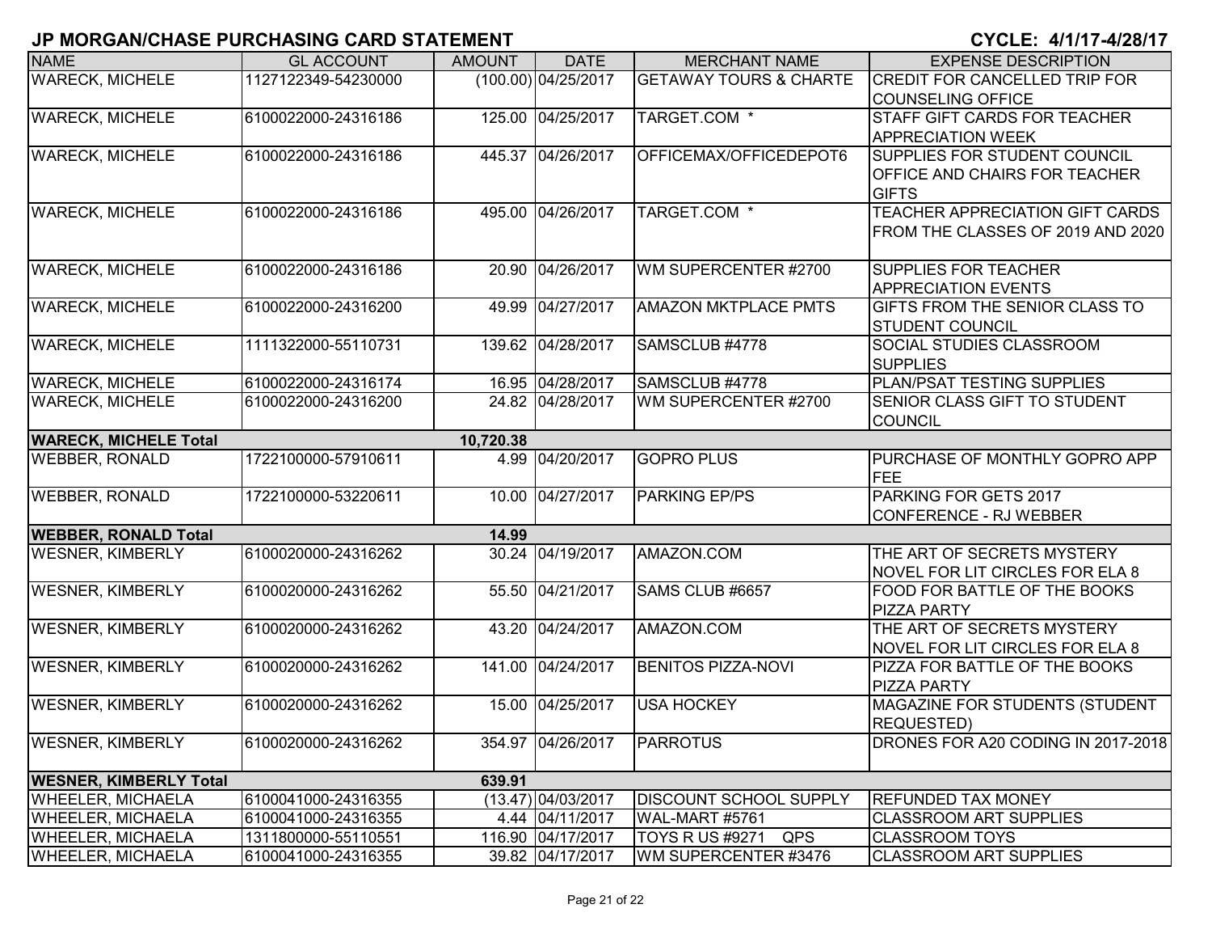## JP MORGAN/CHASE PURCHASING CARD STATEMENT

**CYCLE: 4/1/17-4/28/17**

| NAME | GL ACCOUNT | AMOUNT | DATE | MERCHANT NAME | EXPENSE DESCRIPTION |
|---|---|---|---|---|---|
| WARECK, MICHELE | 1127122349-54230000 | (100.00) | 04/25/2017 | GETAWAY TOURS & CHARTE | CREDIT FOR CANCELLED TRIP FOR COUNSELING OFFICE |
| WARECK, MICHELE | 6100022000-24316186 | 125.00 | 04/25/2017 | TARGET.COM * | STAFF GIFT CARDS FOR TEACHER APPRECIATION WEEK |
| WARECK, MICHELE | 6100022000-24316186 | 445.37 | 04/26/2017 | OFFICEMAX/OFFICEDEPOT6 | SUPPLIES FOR STUDENT COUNCIL OFFICE AND CHAIRS FOR TEACHER GIFTS |
| WARECK, MICHELE | 6100022000-24316186 | 495.00 | 04/26/2017 | TARGET.COM * | TEACHER APPRECIATION GIFT CARDS FROM THE CLASSES OF 2019 AND 2020 |
| WARECK, MICHELE | 6100022000-24316186 | 20.90 | 04/26/2017 | WM SUPERCENTER #2700 | SUPPLIES FOR TEACHER APPRECIATION EVENTS |
| WARECK, MICHELE | 6100022000-24316200 | 49.99 | 04/27/2017 | AMAZON MKTPLACE PMTS | GIFTS FROM THE SENIOR CLASS TO STUDENT COUNCIL |
| WARECK, MICHELE | 1111322000-55110731 | 139.62 | 04/28/2017 | SAMSCLUB #4778 | SOCIAL STUDIES CLASSROOM SUPPLIES |
| WARECK, MICHELE | 6100022000-24316174 | 16.95 | 04/28/2017 | SAMSCLUB #4778 | PLAN/PSAT TESTING SUPPLIES |
| WARECK, MICHELE | 6100022000-24316200 | 24.82 | 04/28/2017 | WM SUPERCENTER #2700 | SENIOR CLASS GIFT TO STUDENT COUNCIL |
| **WARECK, MICHELE Total** | | **10,720.38** | | | |
| WEBBER, RONALD | 1722100000-57910611 | 4.99 | 04/20/2017 | GOPRO PLUS | PURCHASE OF MONTHLY GOPRO APP FEE |
| WEBBER, RONALD | 1722100000-53220611 | 10.00 | 04/27/2017 | PARKING EP/PS | PARKING FOR GETS 2017 CONFERENCE - RJ WEBBER |
| **WEBBER, RONALD Total** | | **14.99** | | | |
| WESNER, KIMBERLY | 6100020000-24316262 | 30.24 | 04/19/2017 | AMAZON.COM | THE ART OF SECRETS MYSTERY NOVEL FOR LIT CIRCLES FOR ELA 8 |
| WESNER, KIMBERLY | 6100020000-24316262 | 55.50 | 04/21/2017 | SAMS CLUB #6657 | FOOD FOR BATTLE OF THE BOOKS PIZZA PARTY |
| WESNER, KIMBERLY | 6100020000-24316262 | 43.20 | 04/24/2017 | AMAZON.COM | THE ART OF SECRETS MYSTERY NOVEL FOR LIT CIRCLES FOR ELA 8 |
| WESNER, KIMBERLY | 6100020000-24316262 | 141.00 | 04/24/2017 | BENITOS PIZZA-NOVI | PIZZA FOR BATTLE OF THE BOOKS PIZZA PARTY |
| WESNER, KIMBERLY | 6100020000-24316262 | 15.00 | 04/25/2017 | USA HOCKEY | MAGAZINE FOR STUDENTS (STUDENT REQUESTED) |
| WESNER, KIMBERLY | 6100020000-24316262 | 354.97 | 04/26/2017 | PARROTUS | DRONES FOR A20 CODING IN 2017-2018 |
| **WESNER, KIMBERLY Total** | | **639.91** | | | |
| WHEELER, MICHAELA | 6100041000-24316355 | (13.47) | 04/03/2017 | DISCOUNT SCHOOL SUPPLY | REFUNDED TAX MONEY |
| WHEELER, MICHAELA | 6100041000-24316355 | 4.44 | 04/11/2017 | WAL-MART #5761 | CLASSROOM ART SUPPLIES |
| WHEELER, MICHAELA | 1311800000-55110551 | 116.90 | 04/17/2017 | TOYS R US #9271 QPS | CLASSROOM TOYS |
| WHEELER, MICHAELA | 6100041000-24316355 | 39.82 | 04/17/2017 | WM SUPERCENTER #3476 | CLASSROOM ART SUPPLIES |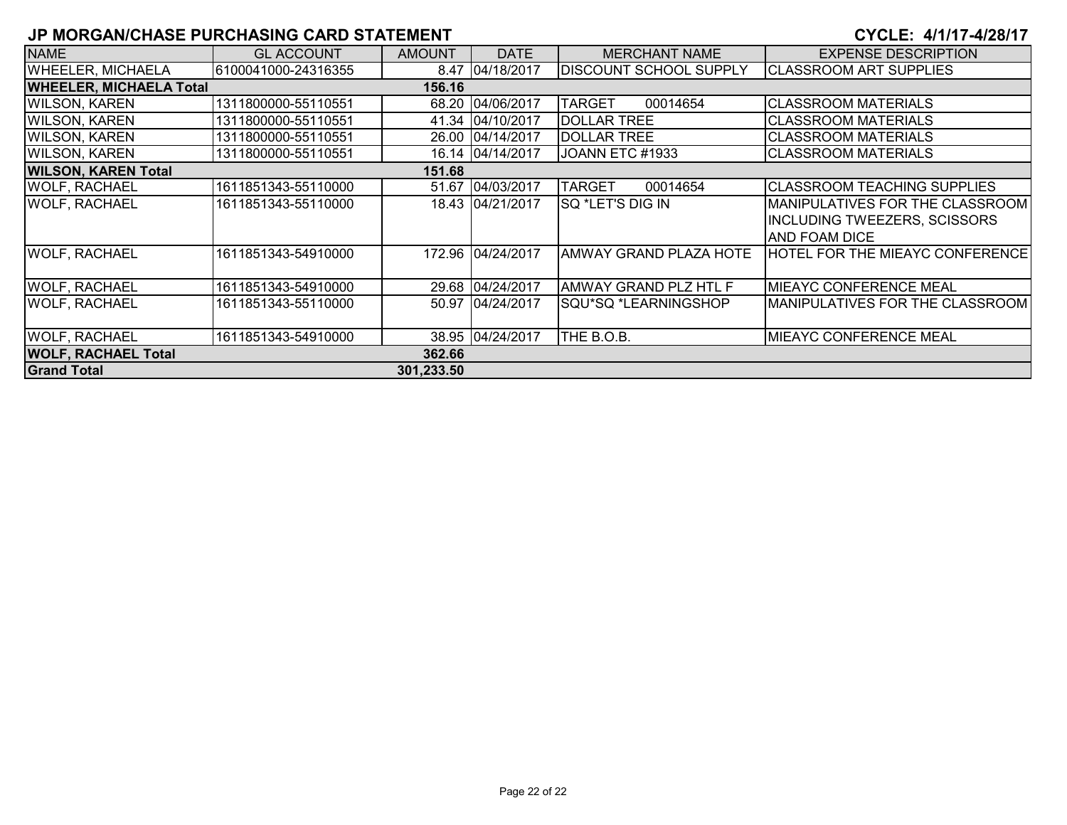## JP MORGAN/CHASE PURCHASING CARD STATEMENT

**CYCLE: 4/1/17-4/28/17**

| NAME | GL ACCOUNT | AMOUNT | DATE | MERCHANT NAME | EXPENSE DESCRIPTION |
|---|---|---|---|---|---|
| WHEELER, MICHAELA | 6100041000-24316355 | 8.47 | 04/18/2017 | DISCOUNT SCHOOL SUPPLY | CLASSROOM ART SUPPLIES |
| **WHEELER, MICHAELA Total** | | **156.16** | | | |
| WILSON, KAREN | 1311800000-55110551 | 68.20 | 04/06/2017 | TARGET 00014654 | CLASSROOM MATERIALS |
| WILSON, KAREN | 1311800000-55110551 | 41.34 | 04/10/2017 | DOLLAR TREE | CLASSROOM MATERIALS |
| WILSON, KAREN | 1311800000-55110551 | 26.00 | 04/14/2017 | DOLLAR TREE | CLASSROOM MATERIALS |
| WILSON, KAREN | 1311800000-55110551 | 16.14 | 04/14/2017 | JOANN ETC #1933 | CLASSROOM MATERIALS |
| **WILSON, KAREN Total** | | **151.68** | | | |
| WOLF, RACHAEL | 1611851343-55110000 | 51.67 | 04/03/2017 | TARGET 00014654 | CLASSROOM TEACHING SUPPLIES |
| WOLF, RACHAEL | 1611851343-55110000 | 18.43 | 04/21/2017 | SQ *LET'S DIG IN | MANIPULATIVES FOR THE CLASSROOM INCLUDING TWEEZERS, SCISSORS AND FOAM DICE |
| WOLF, RACHAEL | 1611851343-54910000 | 172.96 | 04/24/2017 | AMWAY GRAND PLAZA HOTE | HOTEL FOR THE MIEAYC CONFERENCE |
| WOLF, RACHAEL | 1611851343-54910000 | 29.68 | 04/24/2017 | AMWAY GRAND PLZ HTL F | MIEAYC CONFERENCE MEAL |
| WOLF, RACHAEL | 1611851343-55110000 | 50.97 | 04/24/2017 | SQU*SQ *LEARNINGSHOP | MANIPULATIVES FOR THE CLASSROOM |
| WOLF, RACHAEL | 1611851343-54910000 | 38.95 | 04/24/2017 | THE B.O.B. | MIEAYC CONFERENCE MEAL |
| **WOLF, RACHAEL Total** | | **362.66** | | | |
| **Grand Total** | | **301,233.50** | | | |